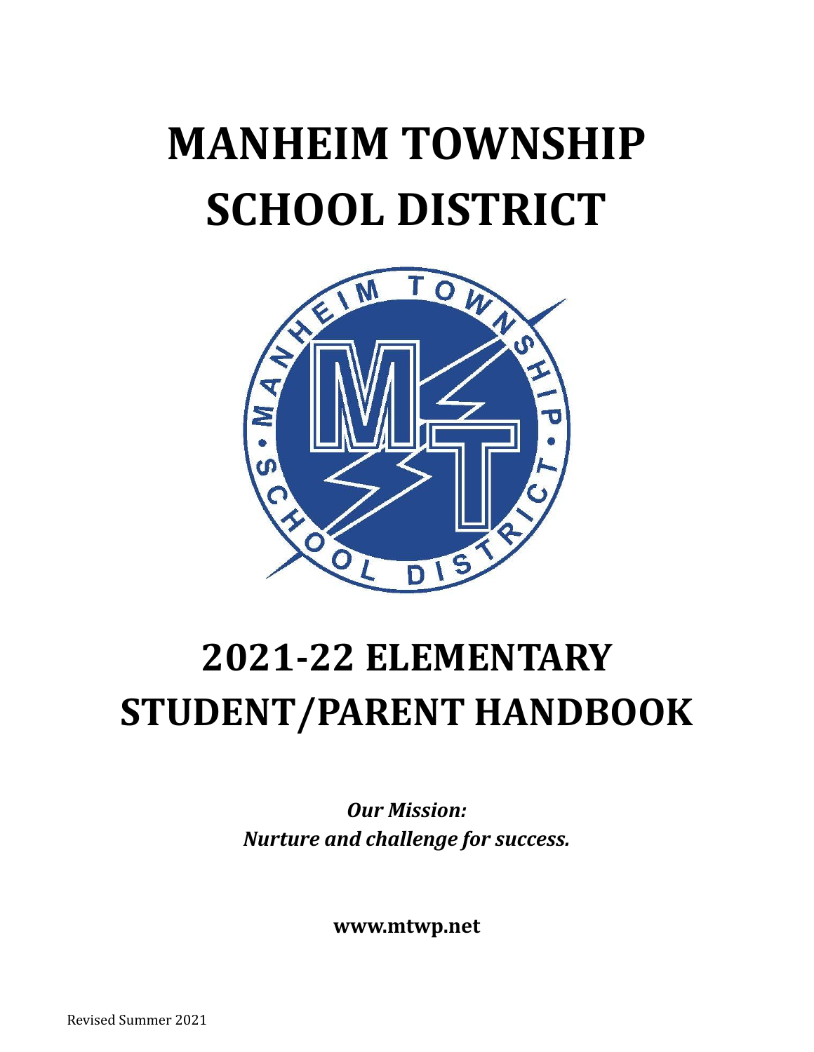# MANHEIM TOWNSHIP SCHOOL DISTRICT

# 2021-22 ELEMENTARY STUDENT/PARENT HANDBOOK

***Our Mission:***
***Nurture and challenge for success.***

**www.mtwp.net**

Revised Summer 2021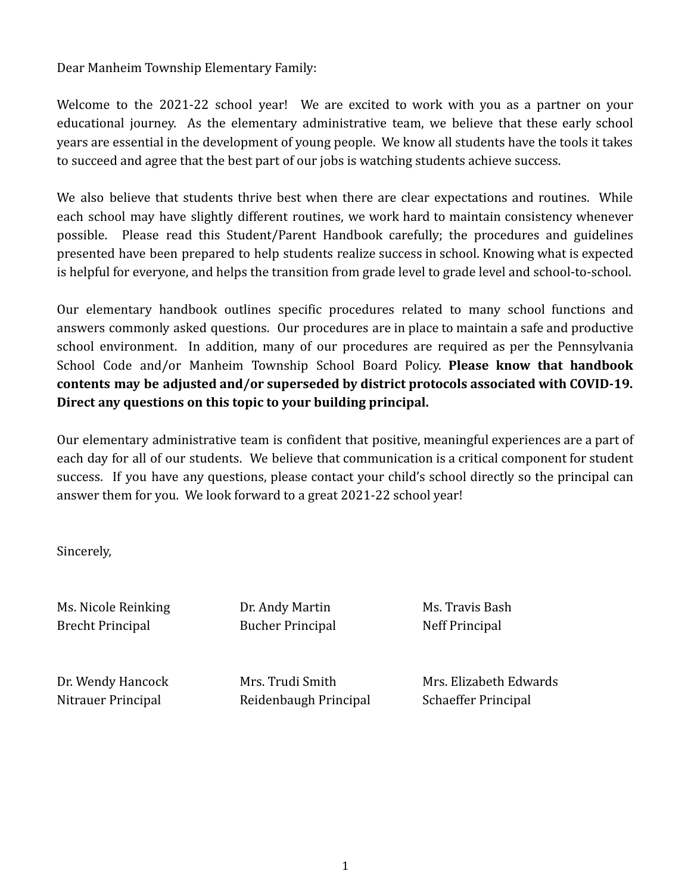Dear Manheim Township Elementary Family:

Welcome to the 2021-22 school year! We are excited to work with you as a partner on your educational journey. As the elementary administrative team, we believe that these early school years are essential in the development of young people. We know all students have the tools it takes to succeed and agree that the best part of our jobs is watching students achieve success.

We also believe that students thrive best when there are clear expectations and routines. While each school may have slightly different routines, we work hard to maintain consistency whenever possible. Please read this Student/Parent Handbook carefully; the procedures and guidelines presented have been prepared to help students realize success in school. Knowing what is expected is helpful for everyone, and helps the transition from grade level to grade level and school-to-school.

Our elementary handbook outlines specific procedures related to many school functions and answers commonly asked questions. Our procedures are in place to maintain a safe and productive school environment. In addition, many of our procedures are required as per the Pennsylvania School Code and/or Manheim Township School Board Policy. **Please know that handbook contents may be adjusted and/or superseded by district protocols associated with COVID-19. Direct any questions on this topic to your building principal.**

Our elementary administrative team is confident that positive, meaningful experiences are a part of each day for all of our students. We believe that communication is a critical component for student success. If you have any questions, please contact your child's school directly so the principal can answer them for you. We look forward to a great 2021-22 school year!

Sincerely,

Ms. Nicole Reinking
Brecht Principal

Dr. Andy Martin
Bucher Principal

Ms. Travis Bash
Neff Principal

Dr. Wendy Hancock
Nitrauer Principal

Mrs. Trudi Smith
Reidenbaugh Principal

Mrs. Elizabeth Edwards
Schaeffer Principal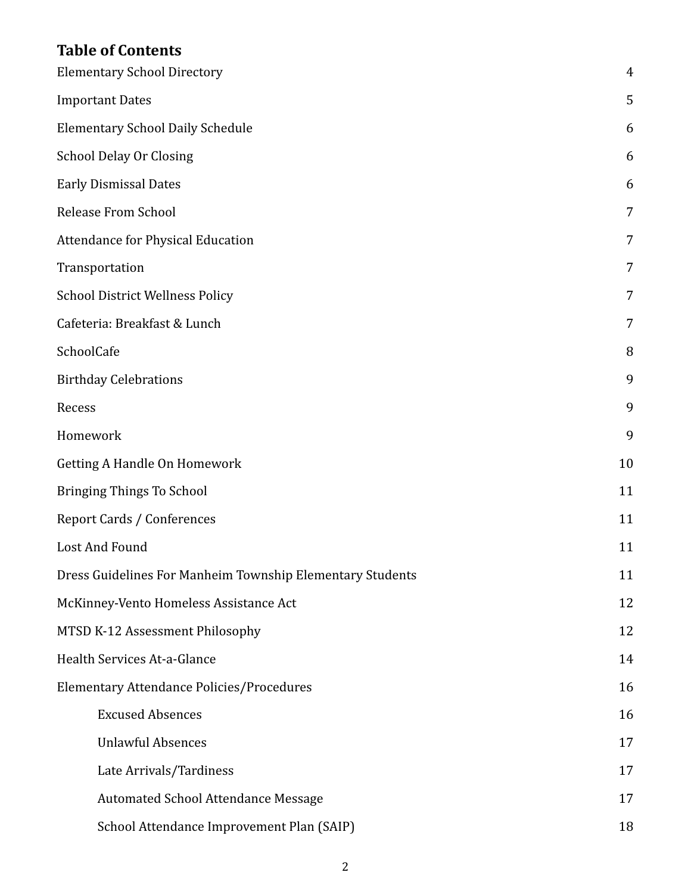## Table of Contents

| | |
|---|---|
| Elementary School Directory | 4 |
| Important Dates | 5 |
| Elementary School Daily Schedule | 6 |
| School Delay Or Closing | 6 |
| Early Dismissal Dates | 6 |
| Release From School | 7 |
| Attendance for Physical Education | 7 |
| Transportation | 7 |
| School District Wellness Policy | 7 |
| Cafeteria: Breakfast & Lunch | 7 |
| SchoolCafe | 8 |
| Birthday Celebrations | 9 |
| Recess | 9 |
| Homework | 9 |
| Getting A Handle On Homework | 10 |
| Bringing Things To School | 11 |
| Report Cards / Conferences | 11 |
| Lost And Found | 11 |
| Dress Guidelines For Manheim Township Elementary Students | 11 |
| McKinney-Vento Homeless Assistance Act | 12 |
| MTSD K-12 Assessment Philosophy | 12 |
| Health Services At-a-Glance | 14 |
| Elementary Attendance Policies/Procedures | 16 |
| &nbsp;&nbsp;&nbsp;&nbsp;Excused Absences | 16 |
| &nbsp;&nbsp;&nbsp;&nbsp;Unlawful Absences | 17 |
| &nbsp;&nbsp;&nbsp;&nbsp;Late Arrivals/Tardiness | 17 |
| &nbsp;&nbsp;&nbsp;&nbsp;Automated School Attendance Message | 17 |
| &nbsp;&nbsp;&nbsp;&nbsp;School Attendance Improvement Plan (SAIP) | 18 |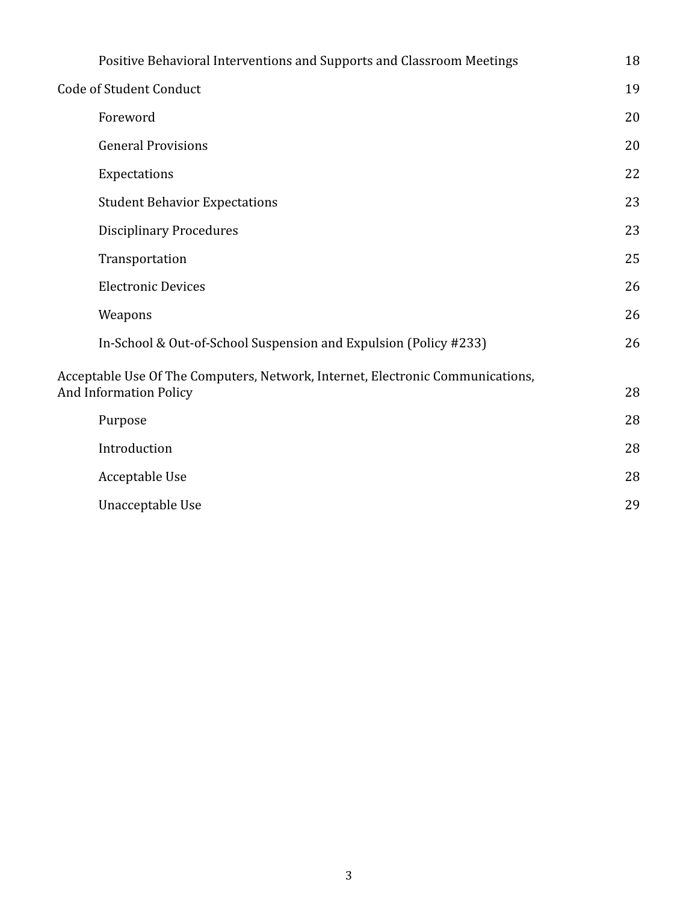| | |
|---|---|
| Positive Behavioral Interventions and Supports and Classroom Meetings | 18 |
| Code of Student Conduct | 19 |
| Foreword | 20 |
| General Provisions | 20 |
| Expectations | 22 |
| Student Behavior Expectations | 23 |
| Disciplinary Procedures | 23 |
| Transportation | 25 |
| Electronic Devices | 26 |
| Weapons | 26 |
| In-School & Out-of-School Suspension and Expulsion (Policy #233) | 26 |
| Acceptable Use Of The Computers, Network, Internet, Electronic Communications, And Information Policy | 28 |
| Purpose | 28 |
| Introduction | 28 |
| Acceptable Use | 28 |
| Unacceptable Use | 29 |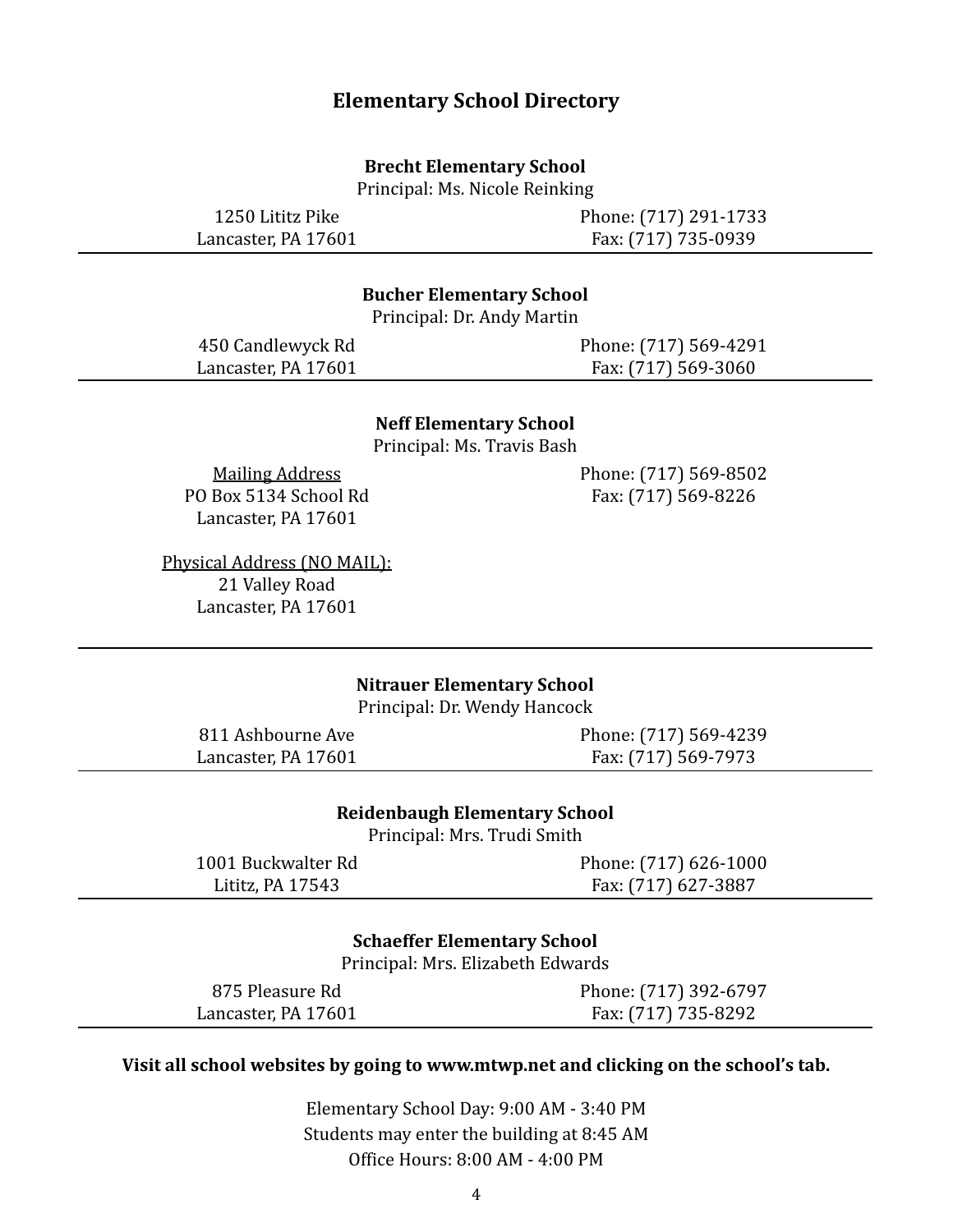# Elementary School Directory

### Brecht Elementary School

Principal: Ms. Nicole Reinking

1250 Lititz Pike
Lancaster, PA 17601

Phone: (717) 291-1733
Fax: (717) 735-0939

---

### Bucher Elementary School

Principal: Dr. Andy Martin

450 Candlewyck Rd
Lancaster, PA 17601

Phone: (717) 569-4291
Fax: (717) 569-3060

---

### Neff Elementary School

Principal: Ms. Travis Bash

Mailing Address
PO Box 5134 School Rd
Lancaster, PA 17601

Physical Address (NO MAIL):
21 Valley Road
Lancaster, PA 17601

Phone: (717) 569-8502
Fax: (717) 569-8226

---

### Nitrauer Elementary School

Principal: Dr. Wendy Hancock

811 Ashbourne Ave
Lancaster, PA 17601

Phone: (717) 569-4239
Fax: (717) 569-7973

---

### Reidenbaugh Elementary School

Principal: Mrs. Trudi Smith

1001 Buckwalter Rd
Lititz, PA 17543

Phone: (717) 626-1000
Fax: (717) 627-3887

---

### Schaeffer Elementary School

Principal: Mrs. Elizabeth Edwards

875 Pleasure Rd
Lancaster, PA 17601

Phone: (717) 392-6797
Fax: (717) 735-8292

---

**Visit all school websites by going to www.mtwp.net and clicking on the school's tab.**

Elementary School Day: 9:00 AM - 3:40 PM
Students may enter the building at 8:45 AM
Office Hours: 8:00 AM - 4:00 PM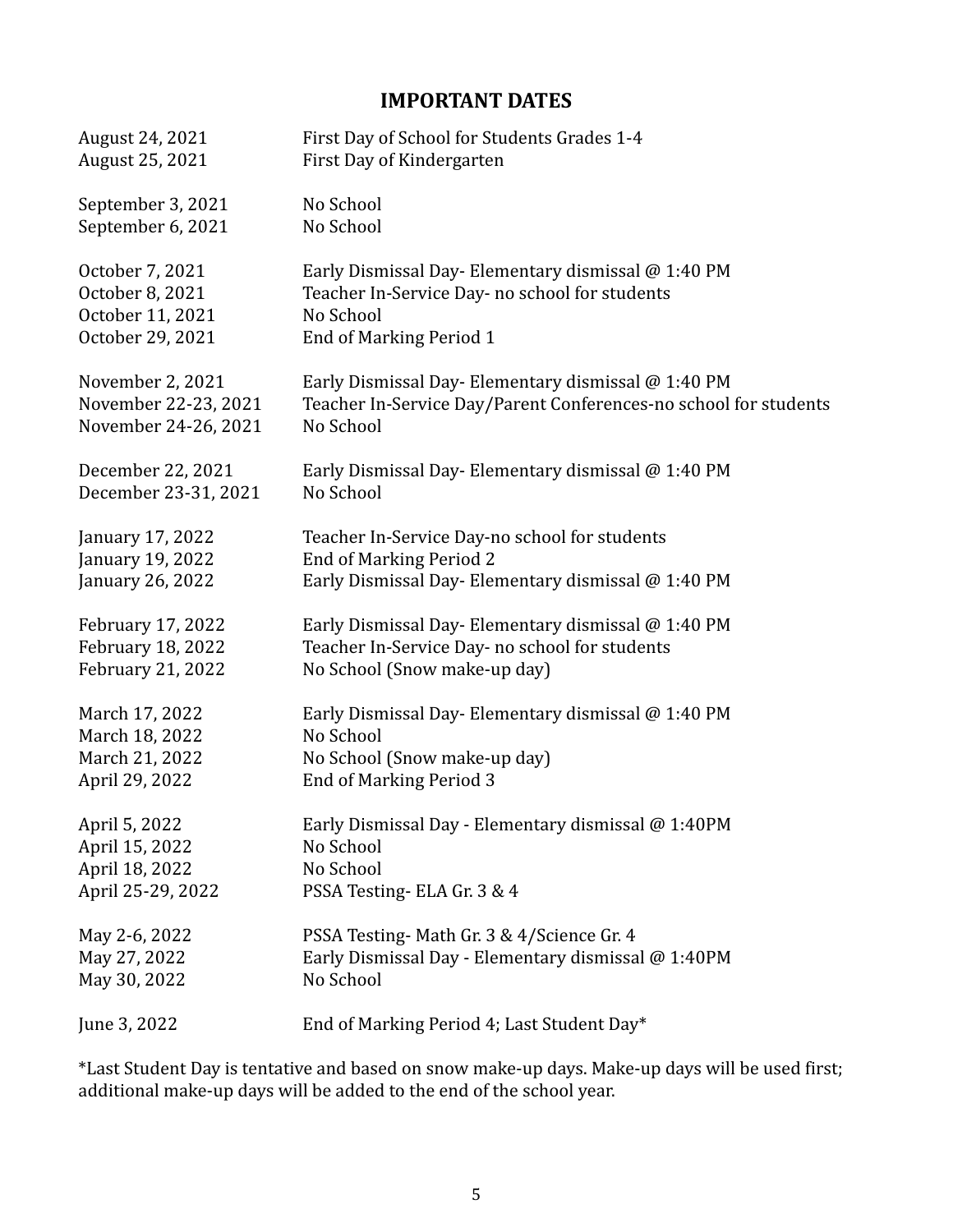## IMPORTANT DATES

| | |
|---|---|
| August 24, 2021 | First Day of School for Students Grades 1-4 |
| August 25, 2021 | First Day of Kindergarten |
| | |
| September 3, 2021 | No School |
| September 6, 2021 | No School |
| | |
| October 7, 2021 | Early Dismissal Day- Elementary dismissal @ 1:40 PM |
| October 8, 2021 | Teacher In-Service Day- no school for students |
| October 11, 2021 | No School |
| October 29, 2021 | End of Marking Period 1 |
| | |
| November 2, 2021 | Early Dismissal Day- Elementary dismissal @ 1:40 PM |
| November 22-23, 2021 | Teacher In-Service Day/Parent Conferences-no school for students |
| November 24-26, 2021 | No School |
| | |
| December 22, 2021 | Early Dismissal Day- Elementary dismissal @ 1:40 PM |
| December 23-31, 2021 | No School |
| | |
| January 17, 2022 | Teacher In-Service Day-no school for students |
| January 19, 2022 | End of Marking Period 2 |
| January 26, 2022 | Early Dismissal Day- Elementary dismissal @ 1:40 PM |
| | |
| February 17, 2022 | Early Dismissal Day- Elementary dismissal @ 1:40 PM |
| February 18, 2022 | Teacher In-Service Day- no school for students |
| February 21, 2022 | No School (Snow make-up day) |
| | |
| March 17, 2022 | Early Dismissal Day- Elementary dismissal @ 1:40 PM |
| March 18, 2022 | No School |
| March 21, 2022 | No School (Snow make-up day) |
| April 29, 2022 | End of Marking Period 3 |
| | |
| April 5, 2022 | Early Dismissal Day - Elementary dismissal @ 1:40PM |
| April 15, 2022 | No School |
| April 18, 2022 | No School |
| April 25-29, 2022 | PSSA Testing- ELA Gr. 3 & 4 |
| | |
| May 2-6, 2022 | PSSA Testing- Math Gr. 3 & 4/Science Gr. 4 |
| May 27, 2022 | Early Dismissal Day - Elementary dismissal @ 1:40PM |
| May 30, 2022 | No School |
| | |
| June 3, 2022 | End of Marking Period 4; Last Student Day* |

*Last Student Day is tentative and based on snow make-up days. Make-up days will be used first; additional make-up days will be added to the end of the school year.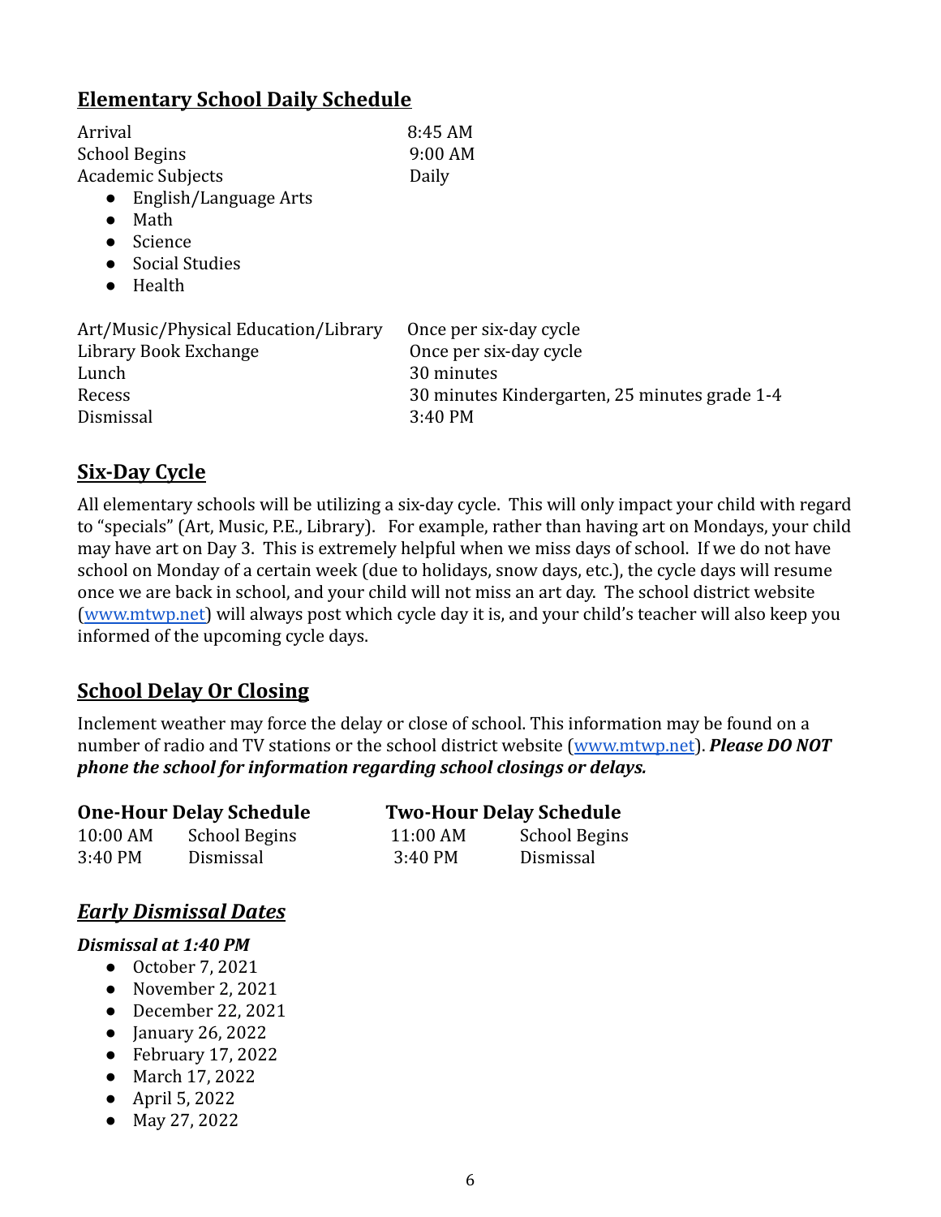## Elementary School Daily Schedule

| | |
|---|---|
| Arrival | 8:45 AM |
| School Begins | 9:00 AM |
| Academic Subjects | Daily |

- English/Language Arts
- Math
- Science
- Social Studies
- Health

| | |
|---|---|
| Art/Music/Physical Education/Library | Once per six-day cycle |
| Library Book Exchange | Once per six-day cycle |
| Lunch | 30 minutes |
| Recess | 30 minutes Kindergarten, 25 minutes grade 1-4 |
| Dismissal | 3:40 PM |

## Six-Day Cycle

All elementary schools will be utilizing a six-day cycle. This will only impact your child with regard to "specials" (Art, Music, P.E., Library). For example, rather than having art on Mondays, your child may have art on Day 3. This is extremely helpful when we miss days of school. If we do not have school on Monday of a certain week (due to holidays, snow days, etc.), the cycle days will resume once we are back in school, and your child will not miss an art day. The school district website (www.mtwp.net) will always post which cycle day it is, and your child's teacher will also keep you informed of the upcoming cycle days.

## School Delay Or Closing

Inclement weather may force the delay or close of school. This information may be found on a number of radio and TV stations or the school district website (www.mtwp.net). ***Please DO NOT phone the school for information regarding school closings or delays.***

**One-Hour Delay Schedule**

| | |
|---|---|
| 10:00 AM | School Begins |
| 3:40 PM | Dismissal |

**Two-Hour Delay Schedule**

| | |
|---|---|
| 11:00 AM | School Begins |
| 3:40 PM | Dismissal |

## *Early Dismissal Dates*

***Dismissal at 1:40 PM***

- October 7, 2021
- November 2, 2021
- December 22, 2021
- January 26, 2022
- February 17, 2022
- March 17, 2022
- April 5, 2022
- May 27, 2022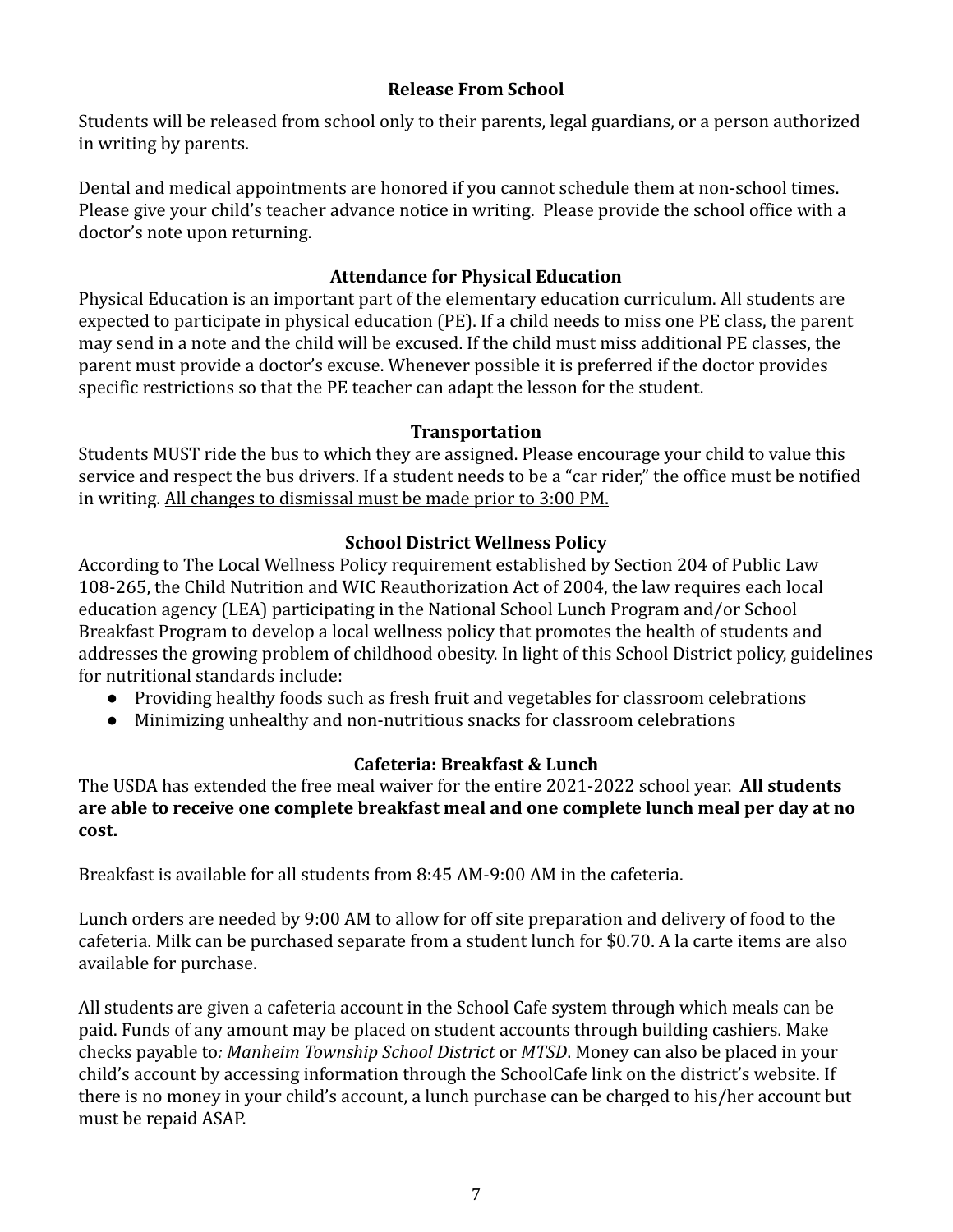## Release From School

Students will be released from school only to their parents, legal guardians, or a person authorized in writing by parents.

Dental and medical appointments are honored if you cannot schedule them at non-school times. Please give your child's teacher advance notice in writing. Please provide the school office with a doctor's note upon returning.

## Attendance for Physical Education

Physical Education is an important part of the elementary education curriculum. All students are expected to participate in physical education (PE). If a child needs to miss one PE class, the parent may send in a note and the child will be excused. If the child must miss additional PE classes, the parent must provide a doctor's excuse. Whenever possible it is preferred if the doctor provides specific restrictions so that the PE teacher can adapt the lesson for the student.

## Transportation

Students MUST ride the bus to which they are assigned. Please encourage your child to value this service and respect the bus drivers. If a student needs to be a "car rider," the office must be notified in writing. <u>All changes to dismissal must be made prior to 3:00 PM.</u>

## School District Wellness Policy

According to The Local Wellness Policy requirement established by Section 204 of Public Law 108-265, the Child Nutrition and WIC Reauthorization Act of 2004, the law requires each local education agency (LEA) participating in the National School Lunch Program and/or School Breakfast Program to develop a local wellness policy that promotes the health of students and addresses the growing problem of childhood obesity. In light of this School District policy, guidelines for nutritional standards include:

- Providing healthy foods such as fresh fruit and vegetables for classroom celebrations
- Minimizing unhealthy and non-nutritious snacks for classroom celebrations

## Cafeteria: Breakfast & Lunch

The USDA has extended the free meal waiver for the entire 2021-2022 school year. **All students are able to receive one complete breakfast meal and one complete lunch meal per day at no cost.**

Breakfast is available for all students from 8:45 AM-9:00 AM in the cafeteria.

Lunch orders are needed by 9:00 AM to allow for off site preparation and delivery of food to the cafeteria. Milk can be purchased separate from a student lunch for $0.70. A la carte items are also available for purchase.

All students are given a cafeteria account in the School Cafe system through which meals can be paid. Funds of any amount may be placed on student accounts through building cashiers. Make checks payable to*: Manheim Township School District* or *MTSD*. Money can also be placed in your child's account by accessing information through the SchoolCafe link on the district's website. If there is no money in your child's account, a lunch purchase can be charged to his/her account but must be repaid ASAP.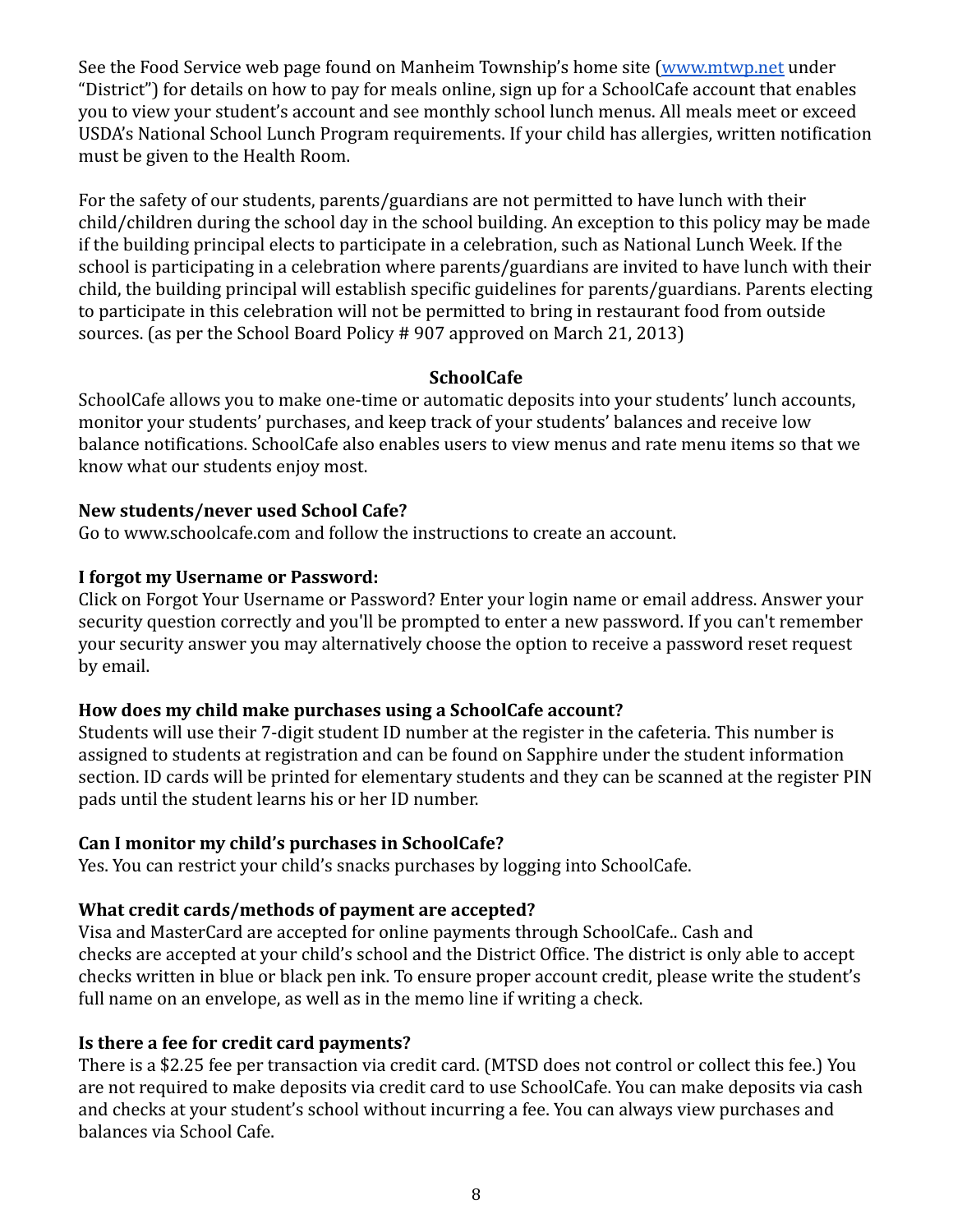See the Food Service web page found on Manheim Township's home site ([www.mtwp.net](http://www.mtwp.net) under "District") for details on how to pay for meals online, sign up for a SchoolCafe account that enables you to view your student's account and see monthly school lunch menus. All meals meet or exceed USDA's National School Lunch Program requirements. If your child has allergies, written notification must be given to the Health Room.

For the safety of our students, parents/guardians are not permitted to have lunch with their child/children during the school day in the school building. An exception to this policy may be made if the building principal elects to participate in a celebration, such as National Lunch Week. If the school is participating in a celebration where parents/guardians are invited to have lunch with their child, the building principal will establish specific guidelines for parents/guardians. Parents electing to participate in this celebration will not be permitted to bring in restaurant food from outside sources. (as per the School Board Policy # 907 approved on March 21, 2013)

## SchoolCafe

SchoolCafe allows you to make one-time or automatic deposits into your students' lunch accounts, monitor your students' purchases, and keep track of your students' balances and receive low balance notifications. SchoolCafe also enables users to view menus and rate menu items so that we know what our students enjoy most.

**New students/never used School Cafe?**
Go to www.schoolcafe.com and follow the instructions to create an account.

**I forgot my Username or Password:**
Click on Forgot Your Username or Password? Enter your login name or email address. Answer your security question correctly and you'll be prompted to enter a new password. If you can't remember your security answer you may alternatively choose the option to receive a password reset request by email.

**How does my child make purchases using a SchoolCafe account?**
Students will use their 7-digit student ID number at the register in the cafeteria. This number is assigned to students at registration and can be found on Sapphire under the student information section. ID cards will be printed for elementary students and they can be scanned at the register PIN pads until the student learns his or her ID number.

**Can I monitor my child's purchases in SchoolCafe?**
Yes. You can restrict your child's snacks purchases by logging into SchoolCafe.

**What credit cards/methods of payment are accepted?**
Visa and MasterCard are accepted for online payments through SchoolCafe.. Cash and checks are accepted at your child's school and the District Office. The district is only able to accept checks written in blue or black pen ink. To ensure proper account credit, please write the student's full name on an envelope, as well as in the memo line if writing a check.

**Is there a fee for credit card payments?**
There is a $2.25 fee per transaction via credit card. (MTSD does not control or collect this fee.) You are not required to make deposits via credit card to use SchoolCafe. You can make deposits via cash and checks at your student's school without incurring a fee. You can always view purchases and balances via School Cafe.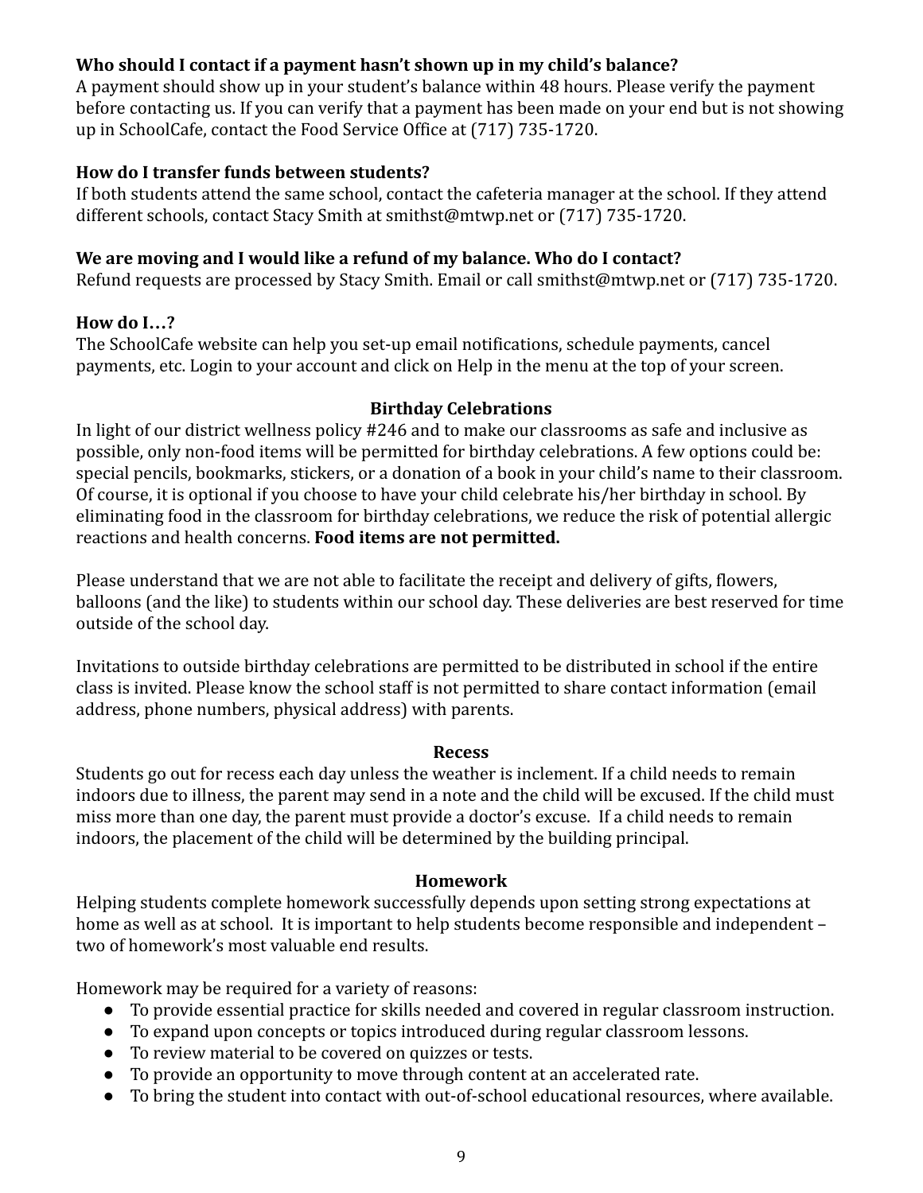**Who should I contact if a payment hasn't shown up in my child's balance?**
A payment should show up in your student's balance within 48 hours. Please verify the payment before contacting us. If you can verify that a payment has been made on your end but is not showing up in SchoolCafe, contact the Food Service Office at (717) 735-1720.

**How do I transfer funds between students?**
If both students attend the same school, contact the cafeteria manager at the school. If they attend different schools, contact Stacy Smith at smithst@mtwp.net or (717) 735-1720.

**We are moving and I would like a refund of my balance. Who do I contact?**
Refund requests are processed by Stacy Smith. Email or call smithst@mtwp.net or (717) 735-1720.

**How do I…?**
The SchoolCafe website can help you set-up email notifications, schedule payments, cancel payments, etc. Login to your account and click on Help in the menu at the top of your screen.

## Birthday Celebrations

In light of our district wellness policy #246 and to make our classrooms as safe and inclusive as possible, only non-food items will be permitted for birthday celebrations. A few options could be: special pencils, bookmarks, stickers, or a donation of a book in your child's name to their classroom. Of course, it is optional if you choose to have your child celebrate his/her birthday in school. By eliminating food in the classroom for birthday celebrations, we reduce the risk of potential allergic reactions and health concerns. **Food items are not permitted.**

Please understand that we are not able to facilitate the receipt and delivery of gifts, flowers, balloons (and the like) to students within our school day. These deliveries are best reserved for time outside of the school day.

Invitations to outside birthday celebrations are permitted to be distributed in school if the entire class is invited. Please know the school staff is not permitted to share contact information (email address, phone numbers, physical address) with parents.

## Recess

Students go out for recess each day unless the weather is inclement. If a child needs to remain indoors due to illness, the parent may send in a note and the child will be excused. If the child must miss more than one day, the parent must provide a doctor's excuse. If a child needs to remain indoors, the placement of the child will be determined by the building principal.

## Homework

Helping students complete homework successfully depends upon setting strong expectations at home as well as at school. It is important to help students become responsible and independent – two of homework's most valuable end results.

Homework may be required for a variety of reasons:

- To provide essential practice for skills needed and covered in regular classroom instruction.
- To expand upon concepts or topics introduced during regular classroom lessons.
- To review material to be covered on quizzes or tests.
- To provide an opportunity to move through content at an accelerated rate.
- To bring the student into contact with out-of-school educational resources, where available.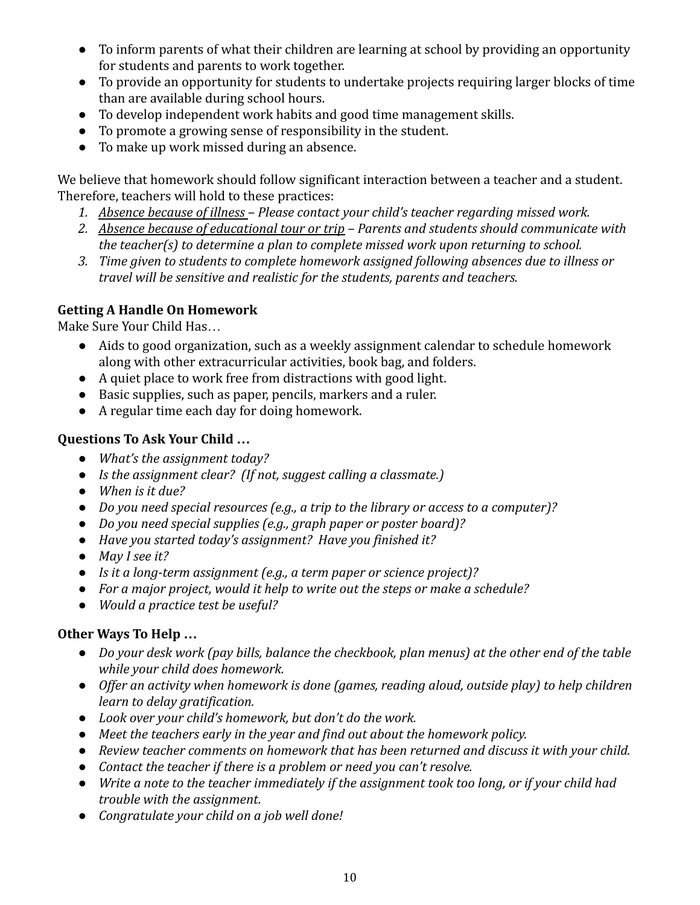- To inform parents of what their children are learning at school by providing an opportunity for students and parents to work together.
- To provide an opportunity for students to undertake projects requiring larger blocks of time than are available during school hours.
- To develop independent work habits and good time management skills.
- To promote a growing sense of responsibility in the student.
- To make up work missed during an absence.

We believe that homework should follow significant interaction between a teacher and a student. Therefore, teachers will hold to these practices:

1. *<u>Absence because of illness</u> – Please contact your child's teacher regarding missed work.*
2. *<u>Absence because of educational tour or trip</u> – Parents and students should communicate with the teacher(s) to determine a plan to complete missed work upon returning to school.*
3. *Time given to students to complete homework assigned following absences due to illness or travel will be sensitive and realistic for the students, parents and teachers.*

**Getting A Handle On Homework**

Make Sure Your Child Has…

- Aids to good organization, such as a weekly assignment calendar to schedule homework along with other extracurricular activities, book bag, and folders.
- A quiet place to work free from distractions with good light.
- Basic supplies, such as paper, pencils, markers and a ruler.
- A regular time each day for doing homework.

**Questions To Ask Your Child …**

- *What's the assignment today?*
- *Is the assignment clear? (If not, suggest calling a classmate.)*
- *When is it due?*
- *Do you need special resources (e.g., a trip to the library or access to a computer)?*
- *Do you need special supplies (e.g., graph paper or poster board)?*
- *Have you started today's assignment? Have you finished it?*
- *May I see it?*
- *Is it a long-term assignment (e.g., a term paper or science project)?*
- *For a major project, would it help to write out the steps or make a schedule?*
- *Would a practice test be useful?*

**Other Ways To Help …**

- *Do your desk work (pay bills, balance the checkbook, plan menus) at the other end of the table while your child does homework.*
- *Offer an activity when homework is done (games, reading aloud, outside play) to help children learn to delay gratification.*
- *Look over your child's homework, but don't do the work.*
- *Meet the teachers early in the year and find out about the homework policy.*
- *Review teacher comments on homework that has been returned and discuss it with your child.*
- *Contact the teacher if there is a problem or need you can't resolve.*
- *Write a note to the teacher immediately if the assignment took too long, or if your child had trouble with the assignment.*
- *Congratulate your child on a job well done!*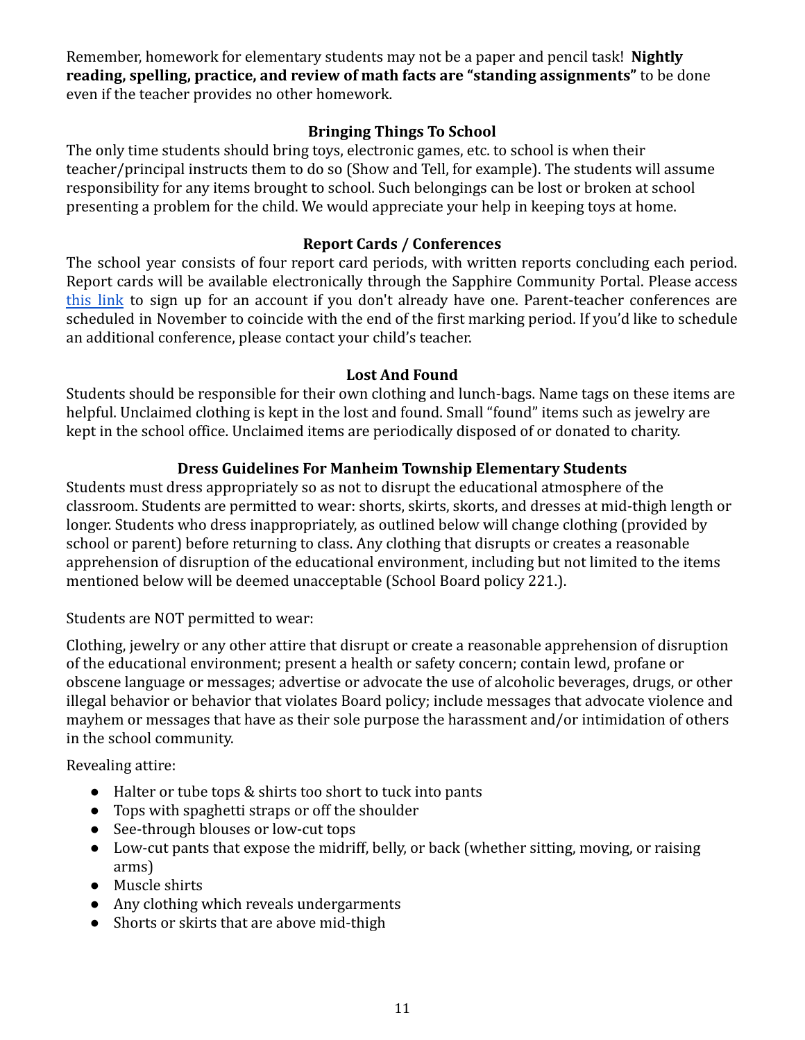Remember, homework for elementary students may not be a paper and pencil task! **Nightly reading, spelling, practice, and review of math facts are "standing assignments"** to be done even if the teacher provides no other homework.

### Bringing Things To School

The only time students should bring toys, electronic games, etc. to school is when their teacher/principal instructs them to do so (Show and Tell, for example). The students will assume responsibility for any items brought to school. Such belongings can be lost or broken at school presenting a problem for the child. We would appreciate your help in keeping toys at home.

### Report Cards / Conferences

The school year consists of four report card periods, with written reports concluding each period. Report cards will be available electronically through the Sapphire Community Portal. Please access this link to sign up for an account if you don't already have one. Parent-teacher conferences are scheduled in November to coincide with the end of the first marking period. If you'd like to schedule an additional conference, please contact your child's teacher.

### Lost And Found

Students should be responsible for their own clothing and lunch-bags. Name tags on these items are helpful. Unclaimed clothing is kept in the lost and found. Small "found" items such as jewelry are kept in the school office. Unclaimed items are periodically disposed of or donated to charity.

### Dress Guidelines For Manheim Township Elementary Students

Students must dress appropriately so as not to disrupt the educational atmosphere of the classroom. Students are permitted to wear: shorts, skirts, skorts, and dresses at mid-thigh length or longer. Students who dress inappropriately, as outlined below will change clothing (provided by school or parent) before returning to class. Any clothing that disrupts or creates a reasonable apprehension of disruption of the educational environment, including but not limited to the items mentioned below will be deemed unacceptable (School Board policy 221.).

Students are NOT permitted to wear:

Clothing, jewelry or any other attire that disrupt or create a reasonable apprehension of disruption of the educational environment; present a health or safety concern; contain lewd, profane or obscene language or messages; advertise or advocate the use of alcoholic beverages, drugs, or other illegal behavior or behavior that violates Board policy; include messages that advocate violence and mayhem or messages that have as their sole purpose the harassment and/or intimidation of others in the school community.

Revealing attire:

- Halter or tube tops & shirts too short to tuck into pants
- Tops with spaghetti straps or off the shoulder
- See-through blouses or low-cut tops
- Low-cut pants that expose the midriff, belly, or back (whether sitting, moving, or raising arms)
- Muscle shirts
- Any clothing which reveals undergarments
- Shorts or skirts that are above mid-thigh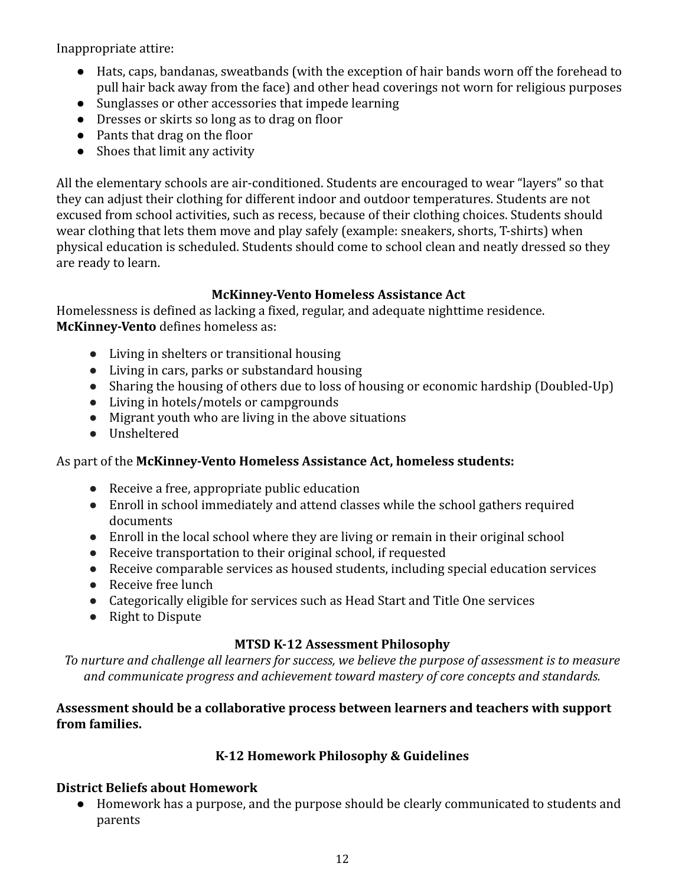Inappropriate attire:

- Hats, caps, bandanas, sweatbands (with the exception of hair bands worn off the forehead to pull hair back away from the face) and other head coverings not worn for religious purposes
- Sunglasses or other accessories that impede learning
- Dresses or skirts so long as to drag on floor
- Pants that drag on the floor
- Shoes that limit any activity

All the elementary schools are air-conditioned. Students are encouraged to wear "layers" so that they can adjust their clothing for different indoor and outdoor temperatures. Students are not excused from school activities, such as recess, because of their clothing choices. Students should wear clothing that lets them move and play safely (example: sneakers, shorts, T-shirts) when physical education is scheduled. Students should come to school clean and neatly dressed so they are ready to learn.

### McKinney-Vento Homeless Assistance Act

Homelessness is defined as lacking a fixed, regular, and adequate nighttime residence. **McKinney-Vento** defines homeless as:

- Living in shelters or transitional housing
- Living in cars, parks or substandard housing
- Sharing the housing of others due to loss of housing or economic hardship (Doubled-Up)
- Living in hotels/motels or campgrounds
- Migrant youth who are living in the above situations
- Unsheltered

As part of the **McKinney-Vento Homeless Assistance Act, homeless students:**

- Receive a free, appropriate public education
- Enroll in school immediately and attend classes while the school gathers required documents
- Enroll in the local school where they are living or remain in their original school
- Receive transportation to their original school, if requested
- Receive comparable services as housed students, including special education services
- Receive free lunch
- Categorically eligible for services such as Head Start and Title One services
- Right to Dispute

### MTSD K-12 Assessment Philosophy

*To nurture and challenge all learners for success, we believe the purpose of assessment is to measure and communicate progress and achievement toward mastery of core concepts and standards.*

**Assessment should be a collaborative process between learners and teachers with support from families.**

### K-12 Homework Philosophy & Guidelines

**District Beliefs about Homework**

- Homework has a purpose, and the purpose should be clearly communicated to students and parents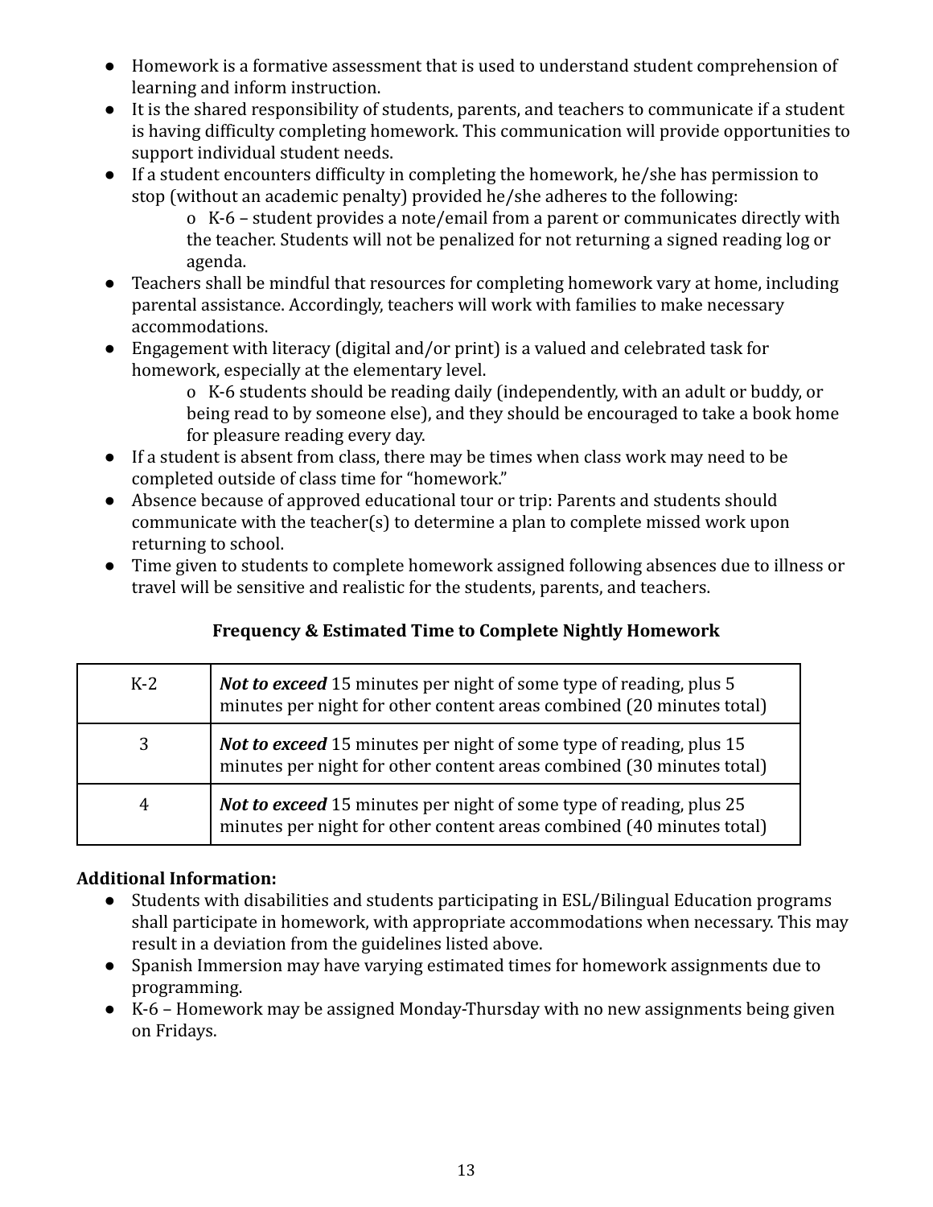- Homework is a formative assessment that is used to understand student comprehension of learning and inform instruction.
- It is the shared responsibility of students, parents, and teachers to communicate if a student is having difficulty completing homework. This communication will provide opportunities to support individual student needs.
- If a student encounters difficulty in completing the homework, he/she has permission to stop (without an academic penalty) provided he/she adheres to the following:
    - K-6 – student provides a note/email from a parent or communicates directly with the teacher. Students will not be penalized for not returning a signed reading log or agenda.
- Teachers shall be mindful that resources for completing homework vary at home, including parental assistance. Accordingly, teachers will work with families to make necessary accommodations.
- Engagement with literacy (digital and/or print) is a valued and celebrated task for homework, especially at the elementary level.
    - K-6 students should be reading daily (independently, with an adult or buddy, or being read to by someone else), and they should be encouraged to take a book home for pleasure reading every day.
- If a student is absent from class, there may be times when class work may need to be completed outside of class time for "homework."
- Absence because of approved educational tour or trip: Parents and students should communicate with the teacher(s) to determine a plan to complete missed work upon returning to school.
- Time given to students to complete homework assigned following absences due to illness or travel will be sensitive and realistic for the students, parents, and teachers.

**Frequency & Estimated Time to Complete Nightly Homework**

| | |
|---|---|
| K-2 | ***Not to exceed*** 15 minutes per night of some type of reading, plus 5 minutes per night for other content areas combined (20 minutes total) |
| 3 | ***Not to exceed*** 15 minutes per night of some type of reading, plus 15 minutes per night for other content areas combined (30 minutes total) |
| 4 | ***Not to exceed*** 15 minutes per night of some type of reading, plus 25 minutes per night for other content areas combined (40 minutes total) |

**Additional Information:**

- Students with disabilities and students participating in ESL/Bilingual Education programs shall participate in homework, with appropriate accommodations when necessary. This may result in a deviation from the guidelines listed above.
- Spanish Immersion may have varying estimated times for homework assignments due to programming.
- K-6 – Homework may be assigned Monday-Thursday with no new assignments being given on Fridays.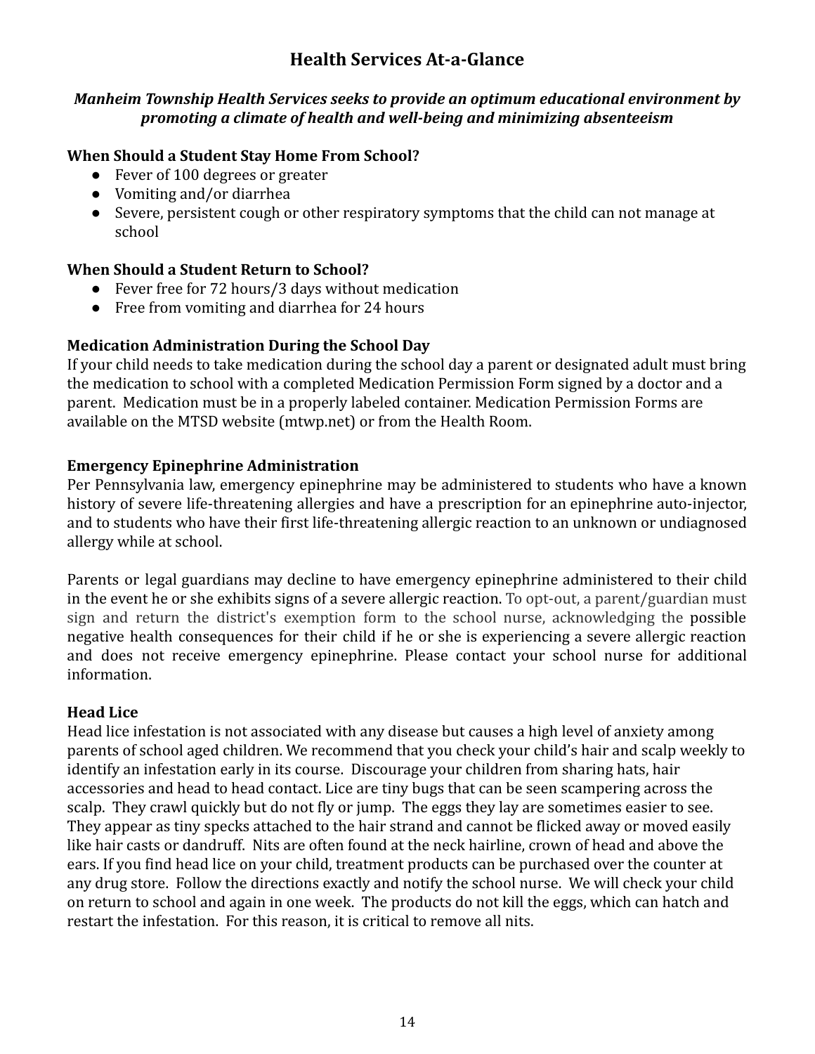# Health Services At-a-Glance

***Manheim Township Health Services seeks to provide an optimum educational environment by promoting a climate of health and well-being and minimizing absenteeism***

**When Should a Student Stay Home From School?**

- Fever of 100 degrees or greater
- Vomiting and/or diarrhea
- Severe, persistent cough or other respiratory symptoms that the child can not manage at school

**When Should a Student Return to School?**

- Fever free for 72 hours/3 days without medication
- Free from vomiting and diarrhea for 24 hours

**Medication Administration During the School Day**

If your child needs to take medication during the school day a parent or designated adult must bring the medication to school with a completed Medication Permission Form signed by a doctor and a parent. Medication must be in a properly labeled container. Medication Permission Forms are available on the MTSD website (mtwp.net) or from the Health Room.

**Emergency Epinephrine Administration**

Per Pennsylvania law, emergency epinephrine may be administered to students who have a known history of severe life-threatening allergies and have a prescription for an epinephrine auto-injector, and to students who have their first life-threatening allergic reaction to an unknown or undiagnosed allergy while at school.

Parents or legal guardians may decline to have emergency epinephrine administered to their child in the event he or she exhibits signs of a severe allergic reaction. To opt-out, a parent/guardian must sign and return the district's exemption form to the school nurse, acknowledging the possible negative health consequences for their child if he or she is experiencing a severe allergic reaction and does not receive emergency epinephrine. Please contact your school nurse for additional information.

**Head Lice**

Head lice infestation is not associated with any disease but causes a high level of anxiety among parents of school aged children. We recommend that you check your child's hair and scalp weekly to identify an infestation early in its course. Discourage your children from sharing hats, hair accessories and head to head contact. Lice are tiny bugs that can be seen scampering across the scalp. They crawl quickly but do not fly or jump. The eggs they lay are sometimes easier to see. They appear as tiny specks attached to the hair strand and cannot be flicked away or moved easily like hair casts or dandruff. Nits are often found at the neck hairline, crown of head and above the ears. If you find head lice on your child, treatment products can be purchased over the counter at any drug store. Follow the directions exactly and notify the school nurse. We will check your child on return to school and again in one week. The products do not kill the eggs, which can hatch and restart the infestation. For this reason, it is critical to remove all nits.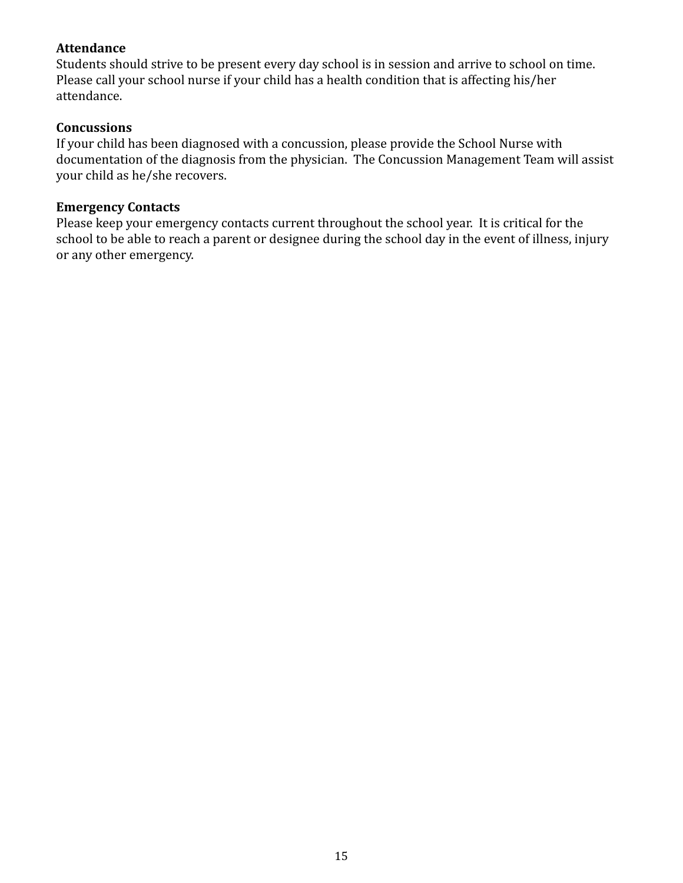**Attendance**
Students should strive to be present every day school is in session and arrive to school on time. Please call your school nurse if your child has a health condition that is affecting his/her attendance.

**Concussions**
If your child has been diagnosed with a concussion, please provide the School Nurse with documentation of the diagnosis from the physician. The Concussion Management Team will assist your child as he/she recovers.

**Emergency Contacts**
Please keep your emergency contacts current throughout the school year. It is critical for the school to be able to reach a parent or designee during the school day in the event of illness, injury or any other emergency.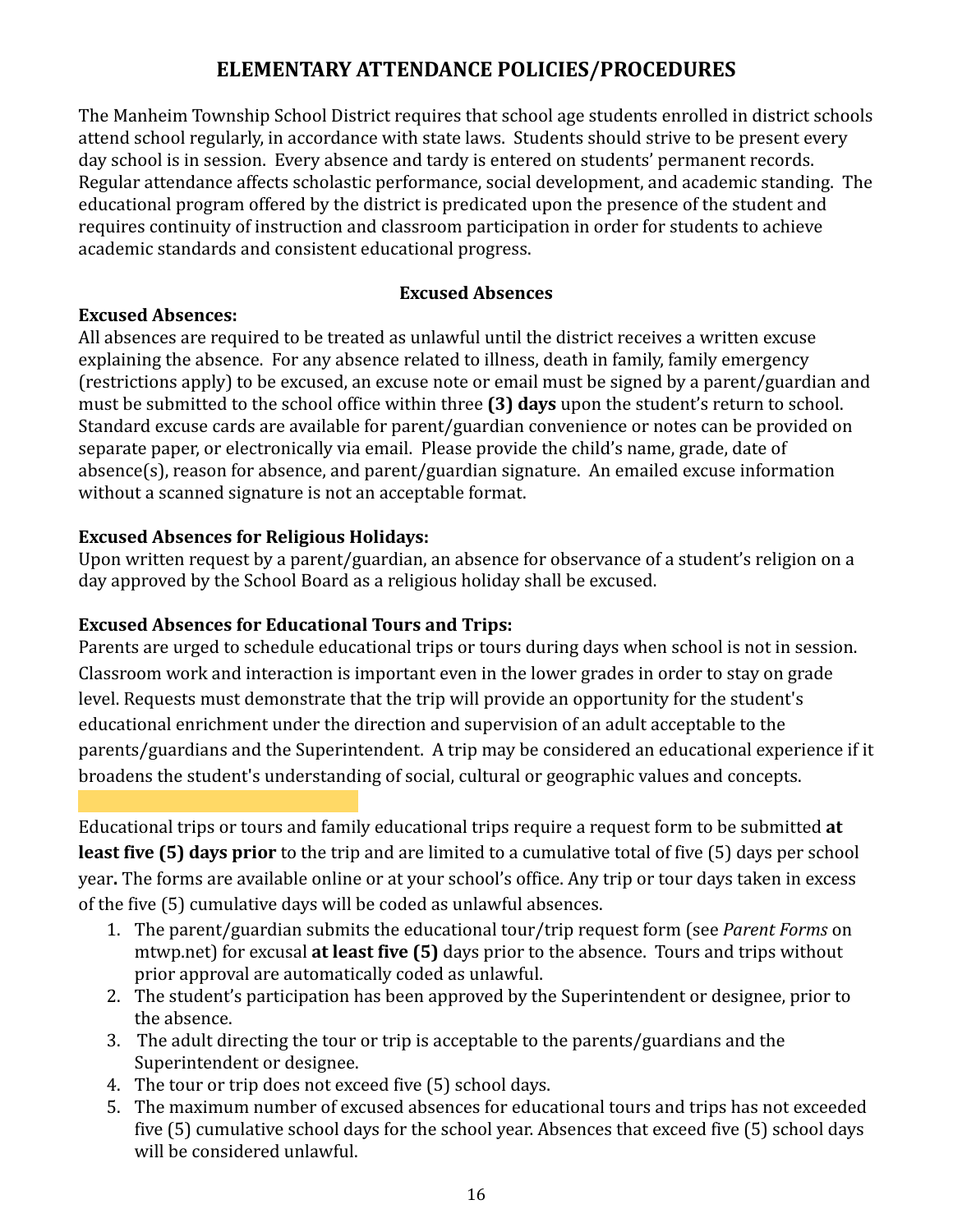# ELEMENTARY ATTENDANCE POLICIES/PROCEDURES

The Manheim Township School District requires that school age students enrolled in district schools attend school regularly, in accordance with state laws. Students should strive to be present every day school is in session. Every absence and tardy is entered on students' permanent records. Regular attendance affects scholastic performance, social development, and academic standing. The educational program offered by the district is predicated upon the presence of the student and requires continuity of instruction and classroom participation in order for students to achieve academic standards and consistent educational progress.

## Excused Absences

**Excused Absences:**
All absences are required to be treated as unlawful until the district receives a written excuse explaining the absence. For any absence related to illness, death in family, family emergency (restrictions apply) to be excused, an excuse note or email must be signed by a parent/guardian and must be submitted to the school office within three **(3) days** upon the student's return to school. Standard excuse cards are available for parent/guardian convenience or notes can be provided on separate paper, or electronically via email. Please provide the child's name, grade, date of absence(s), reason for absence, and parent/guardian signature. An emailed excuse information without a scanned signature is not an acceptable format.

**Excused Absences for Religious Holidays:**
Upon written request by a parent/guardian, an absence for observance of a student's religion on a day approved by the School Board as a religious holiday shall be excused.

**Excused Absences for Educational Tours and Trips:**
Parents are urged to schedule educational trips or tours during days when school is not in session. Classroom work and interaction is important even in the lower grades in order to stay on grade level. Requests must demonstrate that the trip will provide an opportunity for the student's educational enrichment under the direction and supervision of an adult acceptable to the parents/guardians and the Superintendent. A trip may be considered an educational experience if it broadens the student's understanding of social, cultural or geographic values and concepts.

Educational trips or tours and family educational trips require a request form to be submitted **at least five (5) days prior** to the trip and are limited to a cumulative total of five (5) days per school year**.** The forms are available online or at your school's office. Any trip or tour days taken in excess of the five (5) cumulative days will be coded as unlawful absences.

1. The parent/guardian submits the educational tour/trip request form (see *Parent Forms* on mtwp.net) for excusal **at least five (5)** days prior to the absence. Tours and trips without prior approval are automatically coded as unlawful.
2. The student's participation has been approved by the Superintendent or designee, prior to the absence.
3. The adult directing the tour or trip is acceptable to the parents/guardians and the Superintendent or designee.
4. The tour or trip does not exceed five (5) school days.
5. The maximum number of excused absences for educational tours and trips has not exceeded five (5) cumulative school days for the school year. Absences that exceed five (5) school days will be considered unlawful.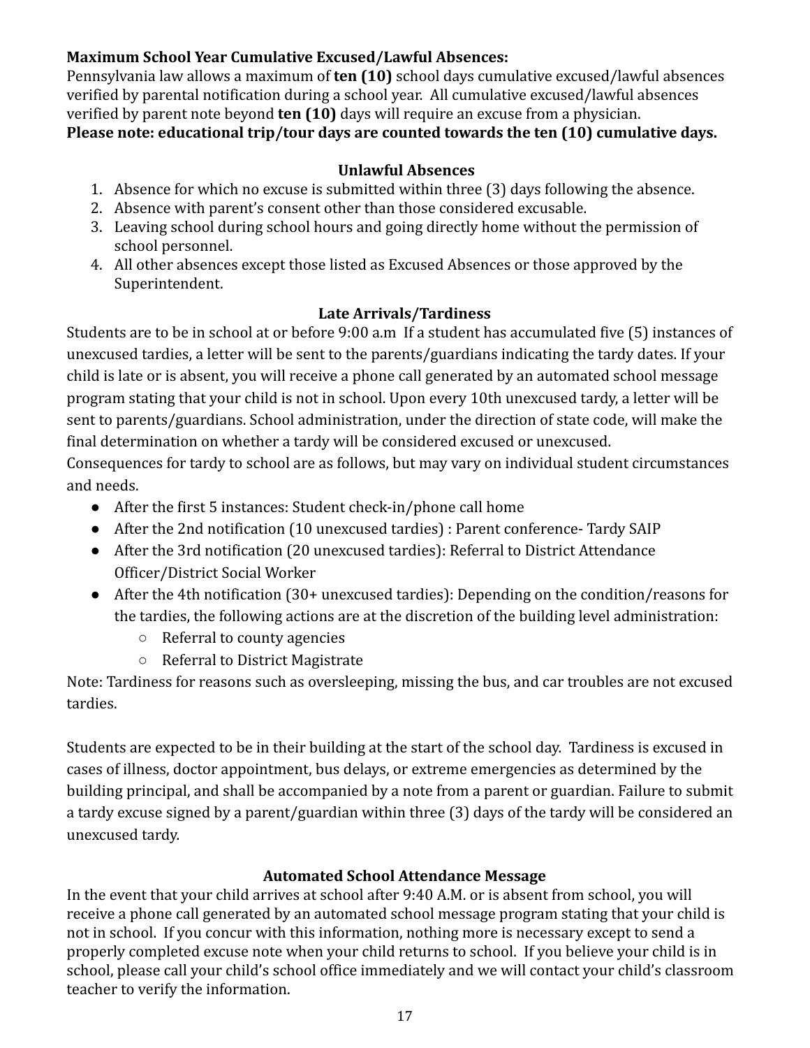**Maximum School Year Cumulative Excused/Lawful Absences:**
Pennsylvania law allows a maximum of **ten (10)** school days cumulative excused/lawful absences verified by parental notification during a school year. All cumulative excused/lawful absences verified by parent note beyond **ten (10)** days will require an excuse from a physician.
**Please note: educational trip/tour days are counted towards the ten (10) cumulative days.**

### Unlawful Absences

1. Absence for which no excuse is submitted within three (3) days following the absence.
2. Absence with parent's consent other than those considered excusable.
3. Leaving school during school hours and going directly home without the permission of school personnel.
4. All other absences except those listed as Excused Absences or those approved by the Superintendent.

### Late Arrivals/Tardiness

Students are to be in school at or before 9:00 a.m If a student has accumulated five (5) instances of unexcused tardies, a letter will be sent to the parents/guardians indicating the tardy dates. If your child is late or is absent, you will receive a phone call generated by an automated school message program stating that your child is not in school. Upon every 10th unexcused tardy, a letter will be sent to parents/guardians. School administration, under the direction of state code, will make the final determination on whether a tardy will be considered excused or unexcused.
Consequences for tardy to school are as follows, but may vary on individual student circumstances and needs.

- After the first 5 instances: Student check-in/phone call home
- After the 2nd notification (10 unexcused tardies) : Parent conference- Tardy SAIP
- After the 3rd notification (20 unexcused tardies): Referral to District Attendance Officer/District Social Worker
- After the 4th notification (30+ unexcused tardies): Depending on the condition/reasons for the tardies, the following actions are at the discretion of the building level administration:
  - Referral to county agencies
  - Referral to District Magistrate

Note: Tardiness for reasons such as oversleeping, missing the bus, and car troubles are not excused tardies.

Students are expected to be in their building at the start of the school day. Tardiness is excused in cases of illness, doctor appointment, bus delays, or extreme emergencies as determined by the building principal, and shall be accompanied by a note from a parent or guardian. Failure to submit a tardy excuse signed by a parent/guardian within three (3) days of the tardy will be considered an unexcused tardy.

### Automated School Attendance Message

In the event that your child arrives at school after 9:40 A.M. or is absent from school, you will receive a phone call generated by an automated school message program stating that your child is not in school. If you concur with this information, nothing more is necessary except to send a properly completed excuse note when your child returns to school. If you believe your child is in school, please call your child's school office immediately and we will contact your child's classroom teacher to verify the information.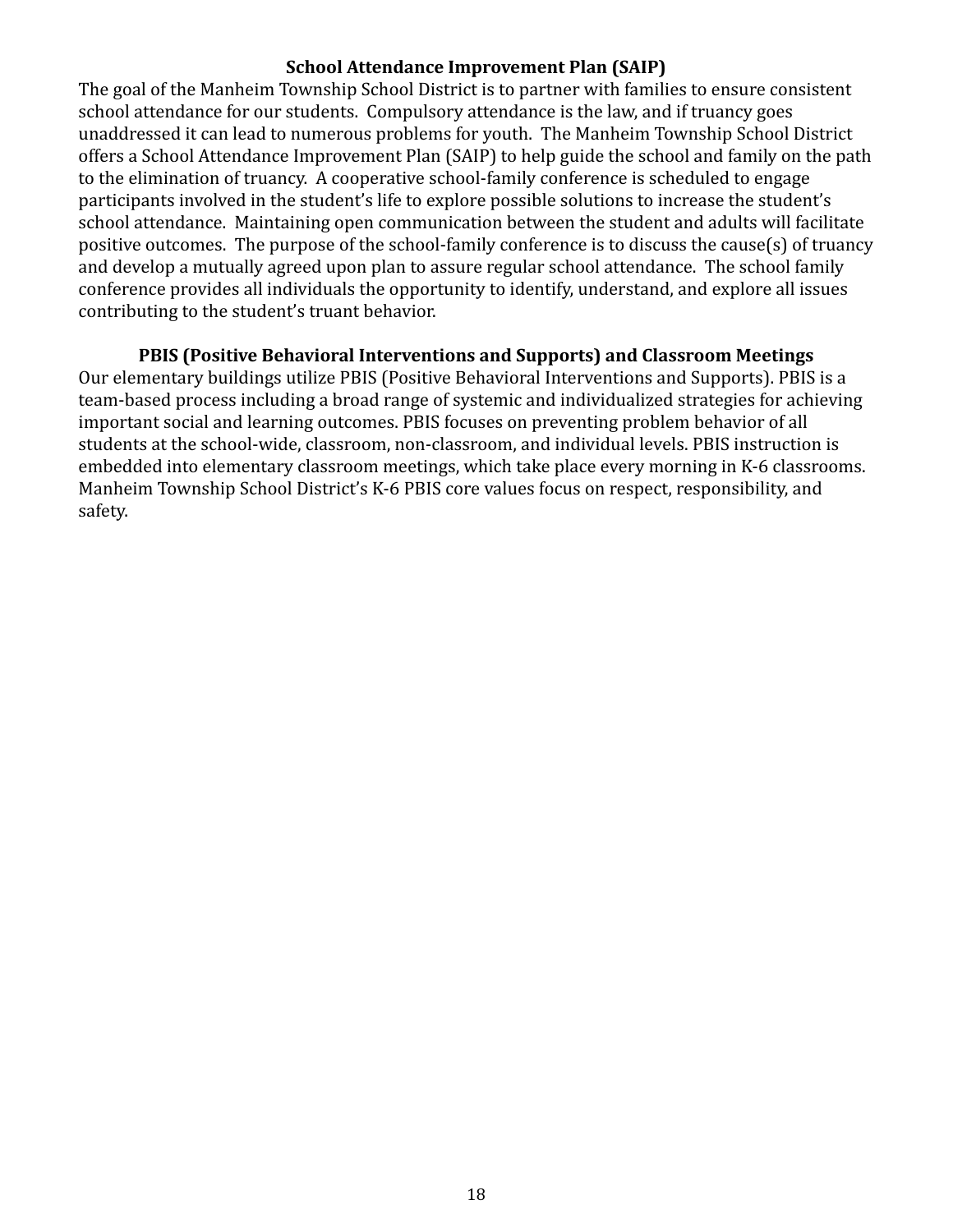## School Attendance Improvement Plan (SAIP)

The goal of the Manheim Township School District is to partner with families to ensure consistent school attendance for our students. Compulsory attendance is the law, and if truancy goes unaddressed it can lead to numerous problems for youth. The Manheim Township School District offers a School Attendance Improvement Plan (SAIP) to help guide the school and family on the path to the elimination of truancy. A cooperative school-family conference is scheduled to engage participants involved in the student's life to explore possible solutions to increase the student's school attendance. Maintaining open communication between the student and adults will facilitate positive outcomes. The purpose of the school-family conference is to discuss the cause(s) of truancy and develop a mutually agreed upon plan to assure regular school attendance. The school family conference provides all individuals the opportunity to identify, understand, and explore all issues contributing to the student's truant behavior.

## PBIS (Positive Behavioral Interventions and Supports) and Classroom Meetings

Our elementary buildings utilize PBIS (Positive Behavioral Interventions and Supports). PBIS is a team-based process including a broad range of systemic and individualized strategies for achieving important social and learning outcomes. PBIS focuses on preventing problem behavior of all students at the school-wide, classroom, non-classroom, and individual levels. PBIS instruction is embedded into elementary classroom meetings, which take place every morning in K-6 classrooms. Manheim Township School District's K-6 PBIS core values focus on respect, responsibility, and safety.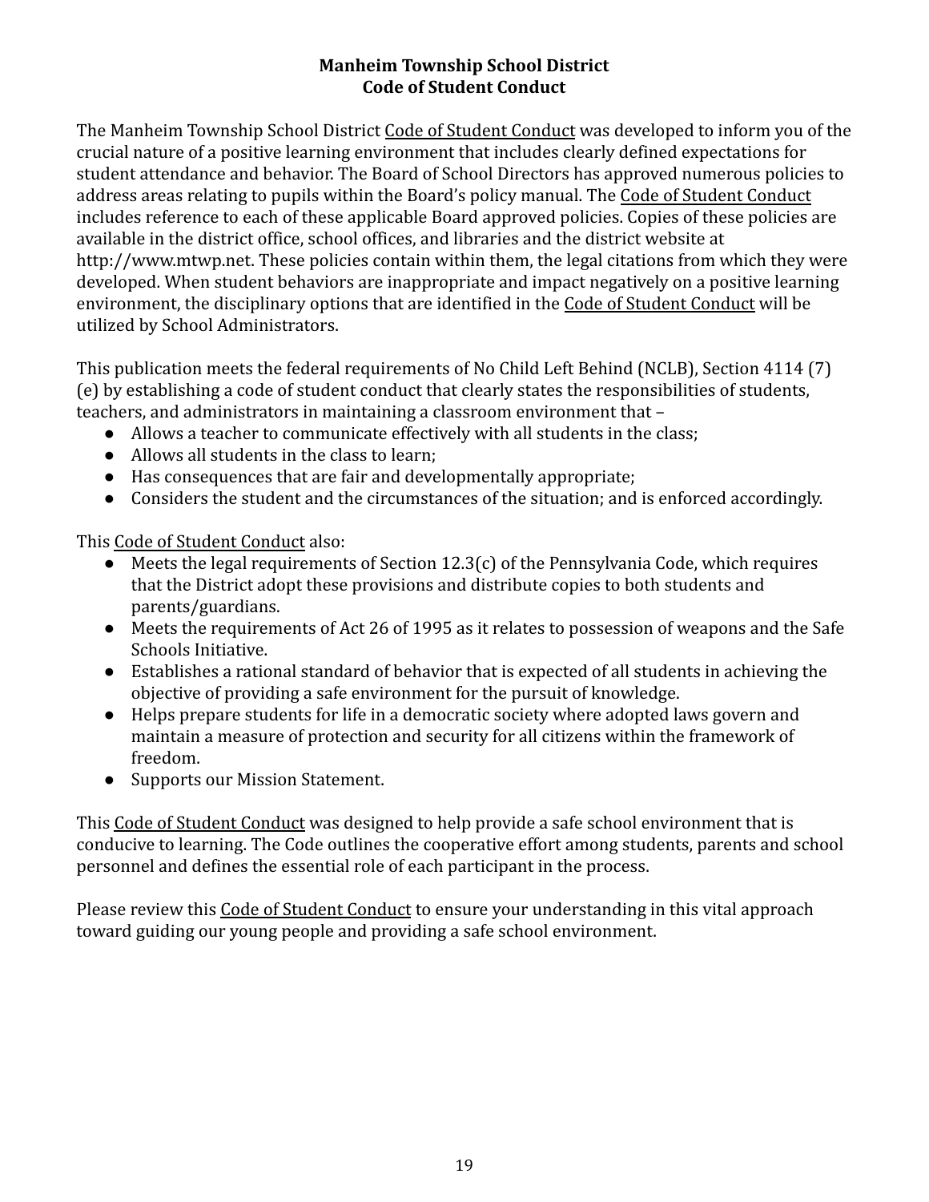# Manheim Township School District
## Code of Student Conduct

The Manheim Township School District Code of Student Conduct was developed to inform you of the crucial nature of a positive learning environment that includes clearly defined expectations for student attendance and behavior. The Board of School Directors has approved numerous policies to address areas relating to pupils within the Board's policy manual. The Code of Student Conduct includes reference to each of these applicable Board approved policies. Copies of these policies are available in the district office, school offices, and libraries and the district website at http://www.mtwp.net. These policies contain within them, the legal citations from which they were developed. When student behaviors are inappropriate and impact negatively on a positive learning environment, the disciplinary options that are identified in the Code of Student Conduct will be utilized by School Administrators.

This publication meets the federal requirements of No Child Left Behind (NCLB), Section 4114 (7)(e) by establishing a code of student conduct that clearly states the responsibilities of students, teachers, and administrators in maintaining a classroom environment that –

- Allows a teacher to communicate effectively with all students in the class;
- Allows all students in the class to learn;
- Has consequences that are fair and developmentally appropriate;
- Considers the student and the circumstances of the situation; and is enforced accordingly.

This Code of Student Conduct also:

- Meets the legal requirements of Section 12.3(c) of the Pennsylvania Code, which requires that the District adopt these provisions and distribute copies to both students and parents/guardians.
- Meets the requirements of Act 26 of 1995 as it relates to possession of weapons and the Safe Schools Initiative.
- Establishes a rational standard of behavior that is expected of all students in achieving the objective of providing a safe environment for the pursuit of knowledge.
- Helps prepare students for life in a democratic society where adopted laws govern and maintain a measure of protection and security for all citizens within the framework of freedom.
- Supports our Mission Statement.

This Code of Student Conduct was designed to help provide a safe school environment that is conducive to learning. The Code outlines the cooperative effort among students, parents and school personnel and defines the essential role of each participant in the process.

Please review this Code of Student Conduct to ensure your understanding in this vital approach toward guiding our young people and providing a safe school environment.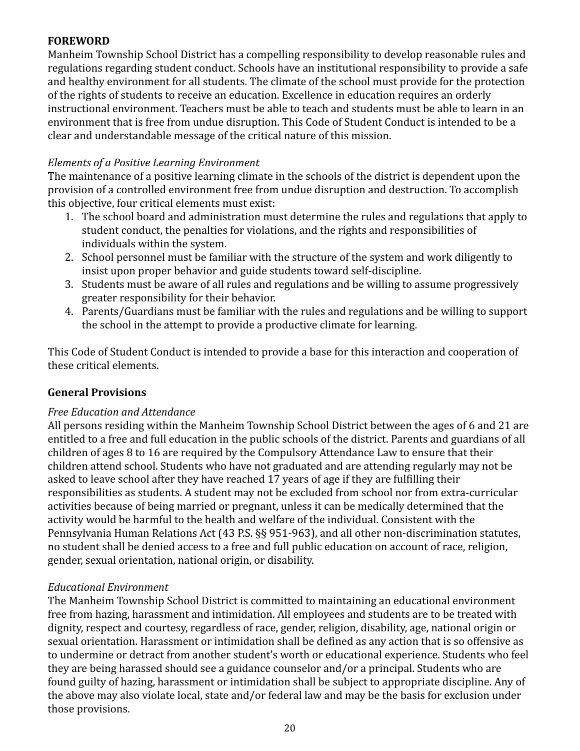## FOREWORD

Manheim Township School District has a compelling responsibility to develop reasonable rules and regulations regarding student conduct. Schools have an institutional responsibility to provide a safe and healthy environment for all students. The climate of the school must provide for the protection of the rights of students to receive an education. Excellence in education requires an orderly instructional environment. Teachers must be able to teach and students must be able to learn in an environment that is free from undue disruption. This Code of Student Conduct is intended to be a clear and understandable message of the critical nature of this mission.

*Elements of a Positive Learning Environment*

The maintenance of a positive learning climate in the schools of the district is dependent upon the provision of a controlled environment free from undue disruption and destruction. To accomplish this objective, four critical elements must exist:

1. The school board and administration must determine the rules and regulations that apply to student conduct, the penalties for violations, and the rights and responsibilities of individuals within the system.
2. School personnel must be familiar with the structure of the system and work diligently to insist upon proper behavior and guide students toward self-discipline.
3. Students must be aware of all rules and regulations and be willing to assume progressively greater responsibility for their behavior.
4. Parents/Guardians must be familiar with the rules and regulations and be willing to support the school in the attempt to provide a productive climate for learning.

This Code of Student Conduct is intended to provide a base for this interaction and cooperation of these critical elements.

## General Provisions

*Free Education and Attendance*

All persons residing within the Manheim Township School District between the ages of 6 and 21 are entitled to a free and full education in the public schools of the district. Parents and guardians of all children of ages 8 to 16 are required by the Compulsory Attendance Law to ensure that their children attend school. Students who have not graduated and are attending regularly may not be asked to leave school after they have reached 17 years of age if they are fulfilling their responsibilities as students. A student may not be excluded from school nor from extra-curricular activities because of being married or pregnant, unless it can be medically determined that the activity would be harmful to the health and welfare of the individual. Consistent with the Pennsylvania Human Relations Act (43 P.S. §§ 951-963), and all other non-discrimination statutes, no student shall be denied access to a free and full public education on account of race, religion, gender, sexual orientation, national origin, or disability.

*Educational Environment*

The Manheim Township School District is committed to maintaining an educational environment free from hazing, harassment and intimidation. All employees and students are to be treated with dignity, respect and courtesy, regardless of race, gender, religion, disability, age, national origin or sexual orientation. Harassment or intimidation shall be defined as any action that is so offensive as to undermine or detract from another student's worth or educational experience. Students who feel they are being harassed should see a guidance counselor and/or a principal. Students who are found guilty of hazing, harassment or intimidation shall be subject to appropriate discipline. Any of the above may also violate local, state and/or federal law and may be the basis for exclusion under those provisions.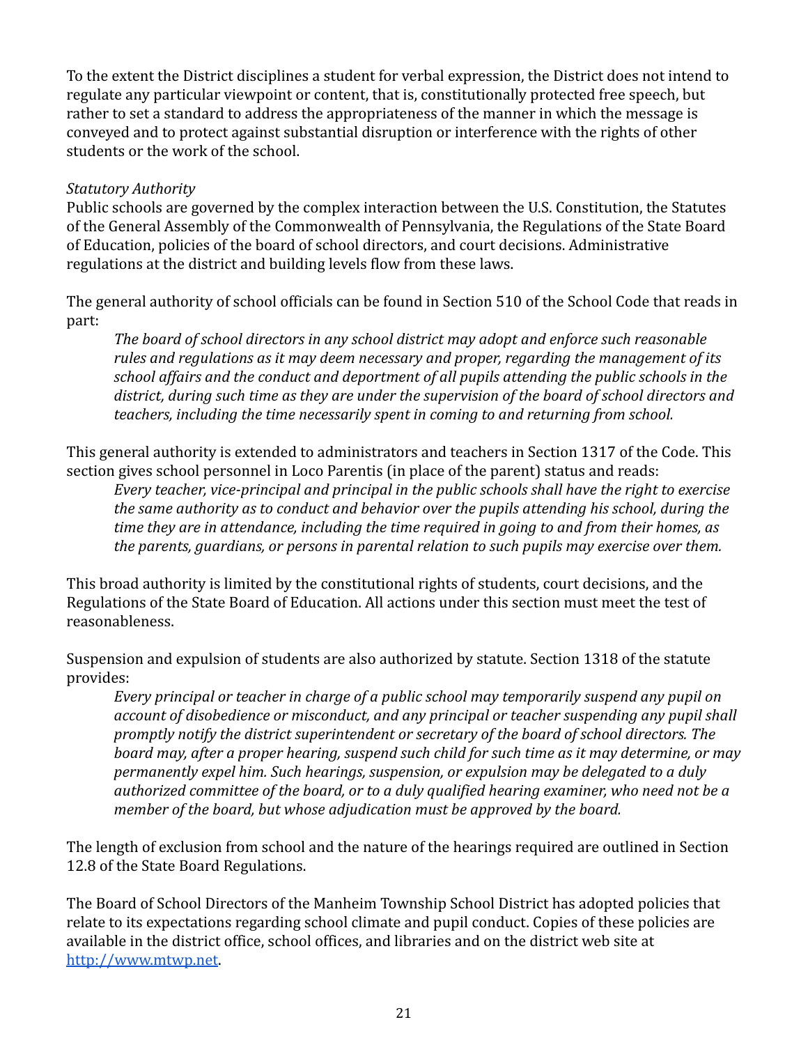To the extent the District disciplines a student for verbal expression, the District does not intend to regulate any particular viewpoint or content, that is, constitutionally protected free speech, but rather to set a standard to address the appropriateness of the manner in which the message is conveyed and to protect against substantial disruption or interference with the rights of other students or the work of the school.

*Statutory Authority*

Public schools are governed by the complex interaction between the U.S. Constitution, the Statutes of the General Assembly of the Commonwealth of Pennsylvania, the Regulations of the State Board of Education, policies of the board of school directors, and court decisions. Administrative regulations at the district and building levels flow from these laws.

The general authority of school officials can be found in Section 510 of the School Code that reads in part:

> *The board of school directors in any school district may adopt and enforce such reasonable rules and regulations as it may deem necessary and proper, regarding the management of its school affairs and the conduct and deportment of all pupils attending the public schools in the district, during such time as they are under the supervision of the board of school directors and teachers, including the time necessarily spent in coming to and returning from school.*

This general authority is extended to administrators and teachers in Section 1317 of the Code. This section gives school personnel in Loco Parentis (in place of the parent) status and reads:

> *Every teacher, vice-principal and principal in the public schools shall have the right to exercise the same authority as to conduct and behavior over the pupils attending his school, during the time they are in attendance, including the time required in going to and from their homes, as the parents, guardians, or persons in parental relation to such pupils may exercise over them.*

This broad authority is limited by the constitutional rights of students, court decisions, and the Regulations of the State Board of Education. All actions under this section must meet the test of reasonableness.

Suspension and expulsion of students are also authorized by statute. Section 1318 of the statute provides:

> *Every principal or teacher in charge of a public school may temporarily suspend any pupil on account of disobedience or misconduct, and any principal or teacher suspending any pupil shall promptly notify the district superintendent or secretary of the board of school directors. The board may, after a proper hearing, suspend such child for such time as it may determine, or may permanently expel him. Such hearings, suspension, or expulsion may be delegated to a duly authorized committee of the board, or to a duly qualified hearing examiner, who need not be a member of the board, but whose adjudication must be approved by the board.*

The length of exclusion from school and the nature of the hearings required are outlined in Section 12.8 of the State Board Regulations.

The Board of School Directors of the Manheim Township School District has adopted policies that relate to its expectations regarding school climate and pupil conduct. Copies of these policies are available in the district office, school offices, and libraries and on the district web site at [http://www.mtwp.net](http://www.mtwp.net).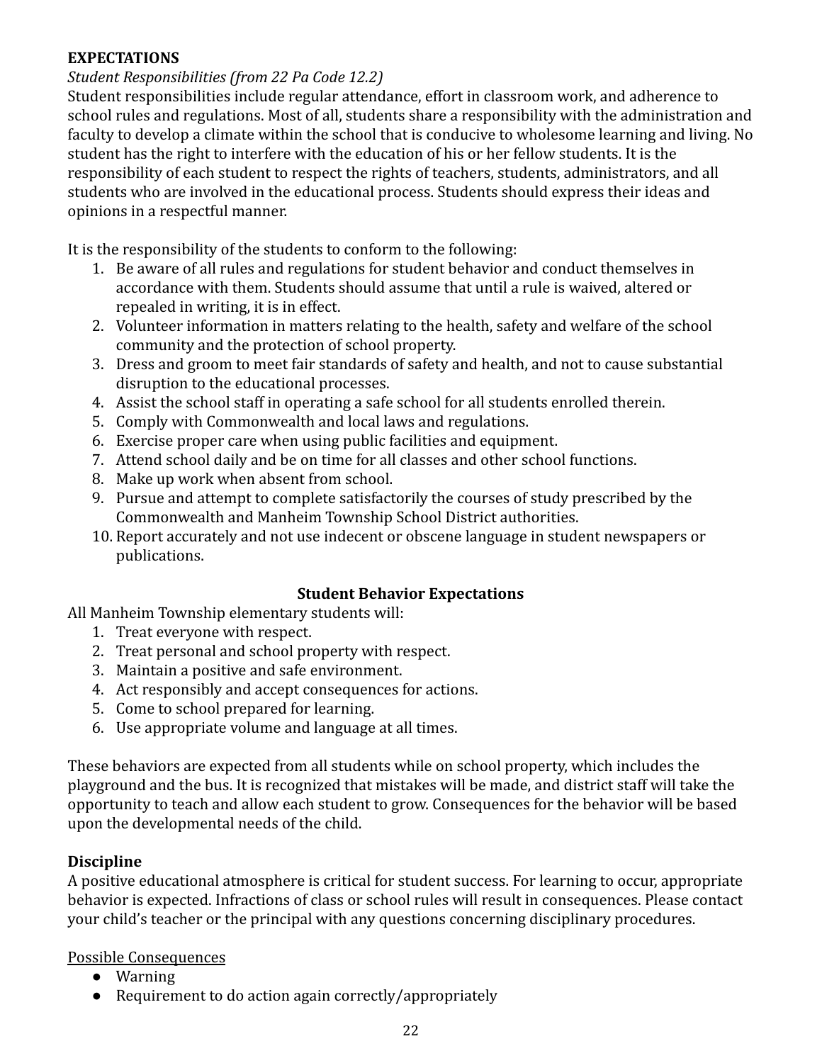## EXPECTATIONS

*Student Responsibilities (from 22 Pa Code 12.2)*

Student responsibilities include regular attendance, effort in classroom work, and adherence to school rules and regulations. Most of all, students share a responsibility with the administration and faculty to develop a climate within the school that is conducive to wholesome learning and living. No student has the right to interfere with the education of his or her fellow students. It is the responsibility of each student to respect the rights of teachers, students, administrators, and all students who are involved in the educational process. Students should express their ideas and opinions in a respectful manner.

It is the responsibility of the students to conform to the following:

1. Be aware of all rules and regulations for student behavior and conduct themselves in accordance with them. Students should assume that until a rule is waived, altered or repealed in writing, it is in effect.
2. Volunteer information in matters relating to the health, safety and welfare of the school community and the protection of school property.
3. Dress and groom to meet fair standards of safety and health, and not to cause substantial disruption to the educational processes.
4. Assist the school staff in operating a safe school for all students enrolled therein.
5. Comply with Commonwealth and local laws and regulations.
6. Exercise proper care when using public facilities and equipment.
7. Attend school daily and be on time for all classes and other school functions.
8. Make up work when absent from school.
9. Pursue and attempt to complete satisfactorily the courses of study prescribed by the Commonwealth and Manheim Township School District authorities.
10. Report accurately and not use indecent or obscene language in student newspapers or publications.

### Student Behavior Expectations

All Manheim Township elementary students will:

1. Treat everyone with respect.
2. Treat personal and school property with respect.
3. Maintain a positive and safe environment.
4. Act responsibly and accept consequences for actions.
5. Come to school prepared for learning.
6. Use appropriate volume and language at all times.

These behaviors are expected from all students while on school property, which includes the playground and the bus. It is recognized that mistakes will be made, and district staff will take the opportunity to teach and allow each student to grow. Consequences for the behavior will be based upon the developmental needs of the child.

### Discipline

A positive educational atmosphere is critical for student success. For learning to occur, appropriate behavior is expected. Infractions of class or school rules will result in consequences. Please contact your child's teacher or the principal with any questions concerning disciplinary procedures.

<u>Possible Consequences</u>

- Warning
- Requirement to do action again correctly/appropriately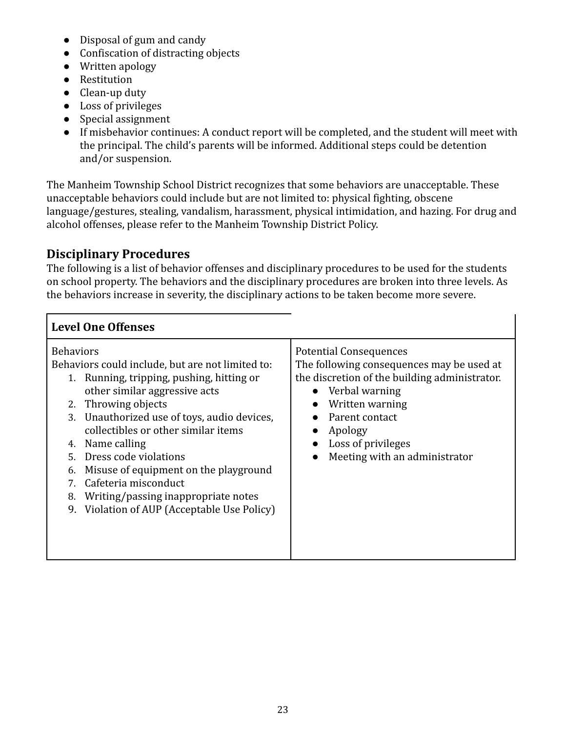- Disposal of gum and candy
- Confiscation of distracting objects
- Written apology
- Restitution
- Clean-up duty
- Loss of privileges
- Special assignment
- If misbehavior continues: A conduct report will be completed, and the student will meet with the principal. The child's parents will be informed. Additional steps could be detention and/or suspension.

The Manheim Township School District recognizes that some behaviors are unacceptable. These unacceptable behaviors could include but are not limited to: physical fighting, obscene language/gestures, stealing, vandalism, harassment, physical intimidation, and hazing. For drug and alcohol offenses, please refer to the Manheim Township District Policy.

## Disciplinary Procedures

The following is a list of behavior offenses and disciplinary procedures to be used for the students on school property. The behaviors and the disciplinary procedures are broken into three levels. As the behaviors increase in severity, the disciplinary actions to be taken become more severe.

| **Level One Offenses** | |
|---|---|
| Behaviors<br>Behaviors could include, but are not limited to:<br>1. Running, tripping, pushing, hitting or other similar aggressive acts<br>2. Throwing objects<br>3. Unauthorized use of toys, audio devices, collectibles or other similar items<br>4. Name calling<br>5. Dress code violations<br>6. Misuse of equipment on the playground<br>7. Cafeteria misconduct<br>8. Writing/passing inappropriate notes<br>9. Violation of AUP (Acceptable Use Policy) | Potential Consequences<br>The following consequences may be used at the discretion of the building administrator.<br>• Verbal warning<br>• Written warning<br>• Parent contact<br>• Apology<br>• Loss of privileges<br>• Meeting with an administrator |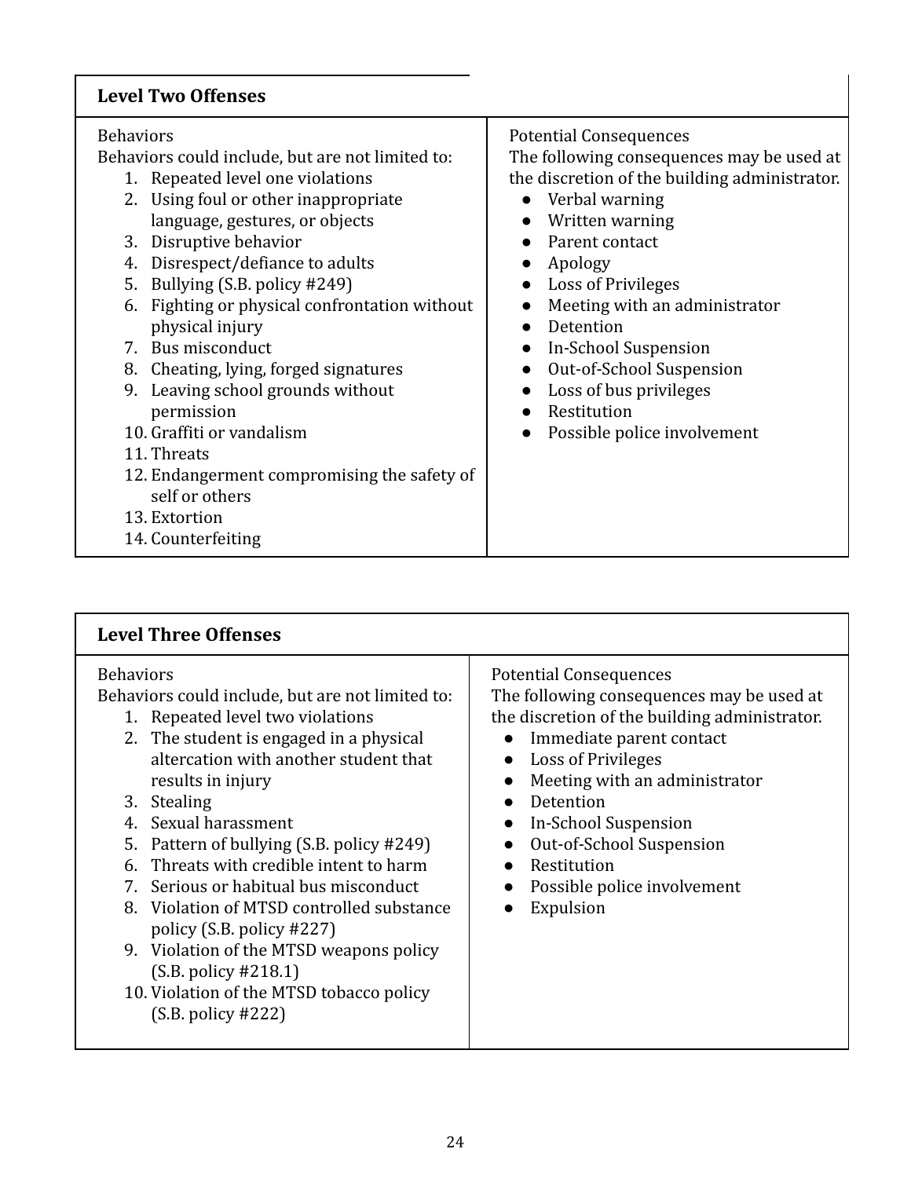| **Level Two Offenses** | |
|---|---|
| Behaviors<br>Behaviors could include, but are not limited to:<br>1. Repeated level one violations<br>2. Using foul or other inappropriate language, gestures, or objects<br>3. Disruptive behavior<br>4. Disrespect/defiance to adults<br>5. Bullying (S.B. policy #249)<br>6. Fighting or physical confrontation without physical injury<br>7. Bus misconduct<br>8. Cheating, lying, forged signatures<br>9. Leaving school grounds without permission<br>10. Graffiti or vandalism<br>11. Threats<br>12. Endangerment compromising the safety of self or others<br>13. Extortion<br>14. Counterfeiting | Potential Consequences<br>The following consequences may be used at the discretion of the building administrator.<br>● Verbal warning<br>● Written warning<br>● Parent contact<br>● Apology<br>● Loss of Privileges<br>● Meeting with an administrator<br>● Detention<br>● In-School Suspension<br>● Out-of-School Suspension<br>● Loss of bus privileges<br>● Restitution<br>● Possible police involvement |

| **Level Three Offenses** | |
|---|---|
| Behaviors<br>Behaviors could include, but are not limited to:<br>1. Repeated level two violations<br>2. The student is engaged in a physical altercation with another student that results in injury<br>3. Stealing<br>4. Sexual harassment<br>5. Pattern of bullying (S.B. policy #249)<br>6. Threats with credible intent to harm<br>7. Serious or habitual bus misconduct<br>8. Violation of MTSD controlled substance policy (S.B. policy #227)<br>9. Violation of the MTSD weapons policy (S.B. policy #218.1)<br>10. Violation of the MTSD tobacco policy (S.B. policy #222) | Potential Consequences<br>The following consequences may be used at the discretion of the building administrator.<br>● Immediate parent contact<br>● Loss of Privileges<br>● Meeting with an administrator<br>● Detention<br>● In-School Suspension<br>● Out-of-School Suspension<br>● Restitution<br>● Possible police involvement<br>● Expulsion |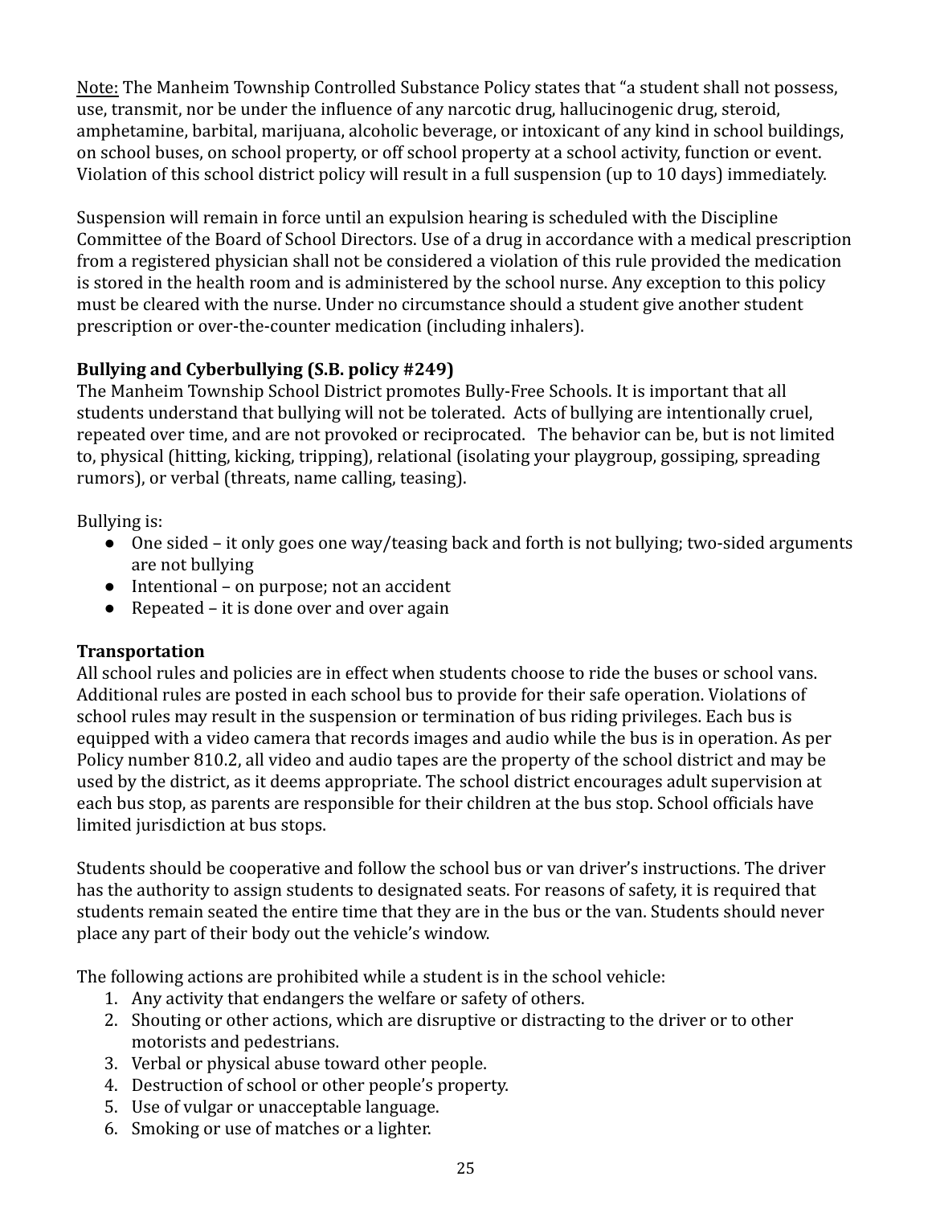Note: The Manheim Township Controlled Substance Policy states that "a student shall not possess, use, transmit, nor be under the influence of any narcotic drug, hallucinogenic drug, steroid, amphetamine, barbital, marijuana, alcoholic beverage, or intoxicant of any kind in school buildings, on school buses, on school property, or off school property at a school activity, function or event. Violation of this school district policy will result in a full suspension (up to 10 days) immediately.

Suspension will remain in force until an expulsion hearing is scheduled with the Discipline Committee of the Board of School Directors. Use of a drug in accordance with a medical prescription from a registered physician shall not be considered a violation of this rule provided the medication is stored in the health room and is administered by the school nurse. Any exception to this policy must be cleared with the nurse. Under no circumstance should a student give another student prescription or over-the-counter medication (including inhalers).

**Bullying and Cyberbullying (S.B. policy #249)**

The Manheim Township School District promotes Bully-Free Schools. It is important that all students understand that bullying will not be tolerated. Acts of bullying are intentionally cruel, repeated over time, and are not provoked or reciprocated. The behavior can be, but is not limited to, physical (hitting, kicking, tripping), relational (isolating your playgroup, gossiping, spreading rumors), or verbal (threats, name calling, teasing).

Bullying is:

- One sided – it only goes one way/teasing back and forth is not bullying; two-sided arguments are not bullying
- Intentional – on purpose; not an accident
- Repeated – it is done over and over again

**Transportation**

All school rules and policies are in effect when students choose to ride the buses or school vans. Additional rules are posted in each school bus to provide for their safe operation. Violations of school rules may result in the suspension or termination of bus riding privileges. Each bus is equipped with a video camera that records images and audio while the bus is in operation. As per Policy number 810.2, all video and audio tapes are the property of the school district and may be used by the district, as it deems appropriate. The school district encourages adult supervision at each bus stop, as parents are responsible for their children at the bus stop. School officials have limited jurisdiction at bus stops.

Students should be cooperative and follow the school bus or van driver's instructions. The driver has the authority to assign students to designated seats. For reasons of safety, it is required that students remain seated the entire time that they are in the bus or the van. Students should never place any part of their body out the vehicle's window.

The following actions are prohibited while a student is in the school vehicle:

1. Any activity that endangers the welfare or safety of others.
2. Shouting or other actions, which are disruptive or distracting to the driver or to other motorists and pedestrians.
3. Verbal or physical abuse toward other people.
4. Destruction of school or other people's property.
5. Use of vulgar or unacceptable language.
6. Smoking or use of matches or a lighter.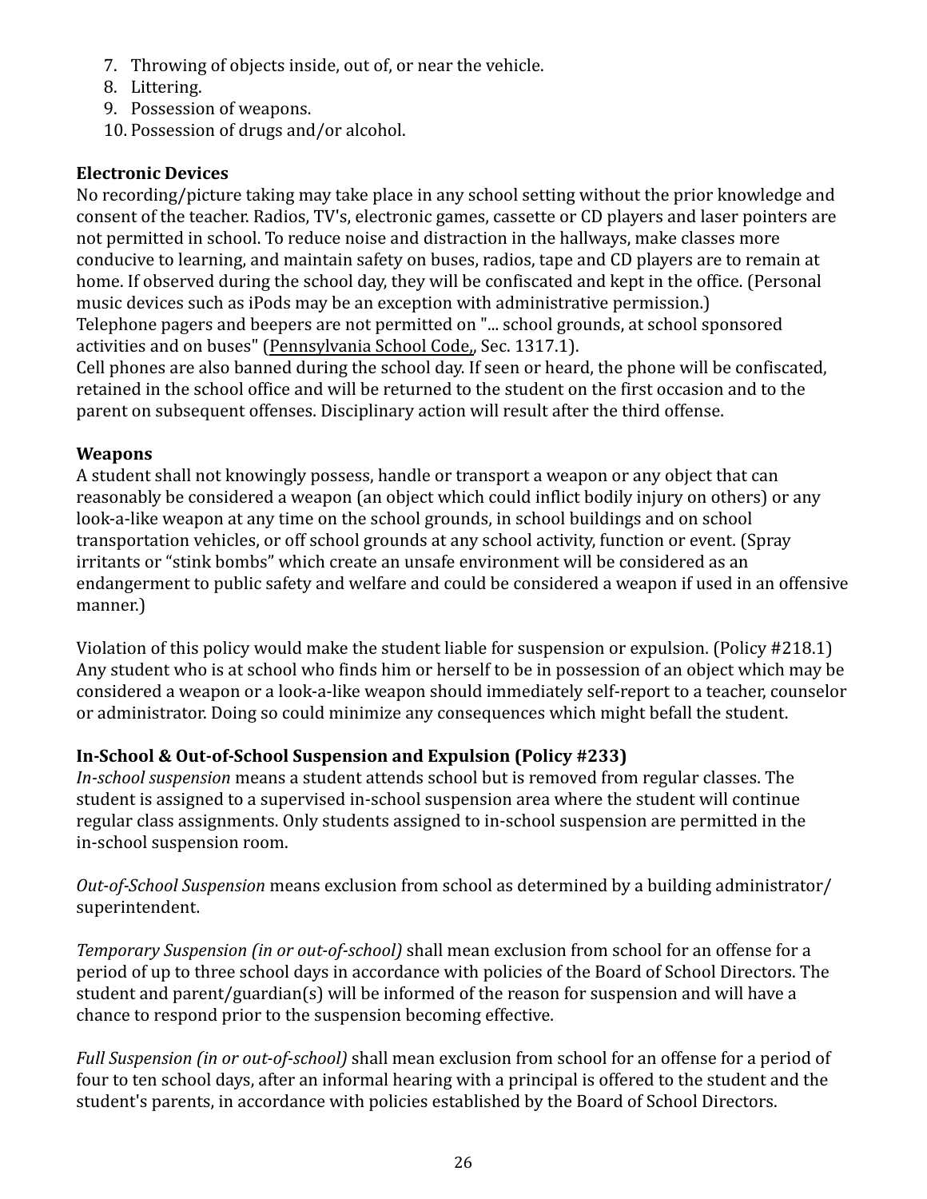7. Throwing of objects inside, out of, or near the vehicle.
8. Littering.
9. Possession of weapons.
10. Possession of drugs and/or alcohol.

**Electronic Devices**

No recording/picture taking may take place in any school setting without the prior knowledge and consent of the teacher. Radios, TV's, electronic games, cassette or CD players and laser pointers are not permitted in school. To reduce noise and distraction in the hallways, make classes more conducive to learning, and maintain safety on buses, radios, tape and CD players are to remain at home. If observed during the school day, they will be confiscated and kept in the office. (Personal music devices such as iPods may be an exception with administrative permission.)
Telephone pagers and beepers are not permitted on "... school grounds, at school sponsored activities and on buses" (Pennsylvania School Code,, Sec. 1317.1).
Cell phones are also banned during the school day. If seen or heard, the phone will be confiscated, retained in the school office and will be returned to the student on the first occasion and to the parent on subsequent offenses. Disciplinary action will result after the third offense.

**Weapons**

A student shall not knowingly possess, handle or transport a weapon or any object that can reasonably be considered a weapon (an object which could inflict bodily injury on others) or any look-a-like weapon at any time on the school grounds, in school buildings and on school transportation vehicles, or off school grounds at any school activity, function or event. (Spray irritants or "stink bombs" which create an unsafe environment will be considered as an endangerment to public safety and welfare and could be considered a weapon if used in an offensive manner.)

Violation of this policy would make the student liable for suspension or expulsion. (Policy #218.1) Any student who is at school who finds him or herself to be in possession of an object which may be considered a weapon or a look-a-like weapon should immediately self-report to a teacher, counselor or administrator. Doing so could minimize any consequences which might befall the student.

**In-School & Out-of-School Suspension and Expulsion (Policy #233)**

*In-school suspension* means a student attends school but is removed from regular classes. The student is assigned to a supervised in-school suspension area where the student will continue regular class assignments. Only students assigned to in-school suspension are permitted in the in-school suspension room.

*Out-of-School Suspension* means exclusion from school as determined by a building administrator/ superintendent.

*Temporary Suspension (in or out-of-school)* shall mean exclusion from school for an offense for a period of up to three school days in accordance with policies of the Board of School Directors. The student and parent/guardian(s) will be informed of the reason for suspension and will have a chance to respond prior to the suspension becoming effective.

*Full Suspension (in or out-of-school)* shall mean exclusion from school for an offense for a period of four to ten school days, after an informal hearing with a principal is offered to the student and the student's parents, in accordance with policies established by the Board of School Directors.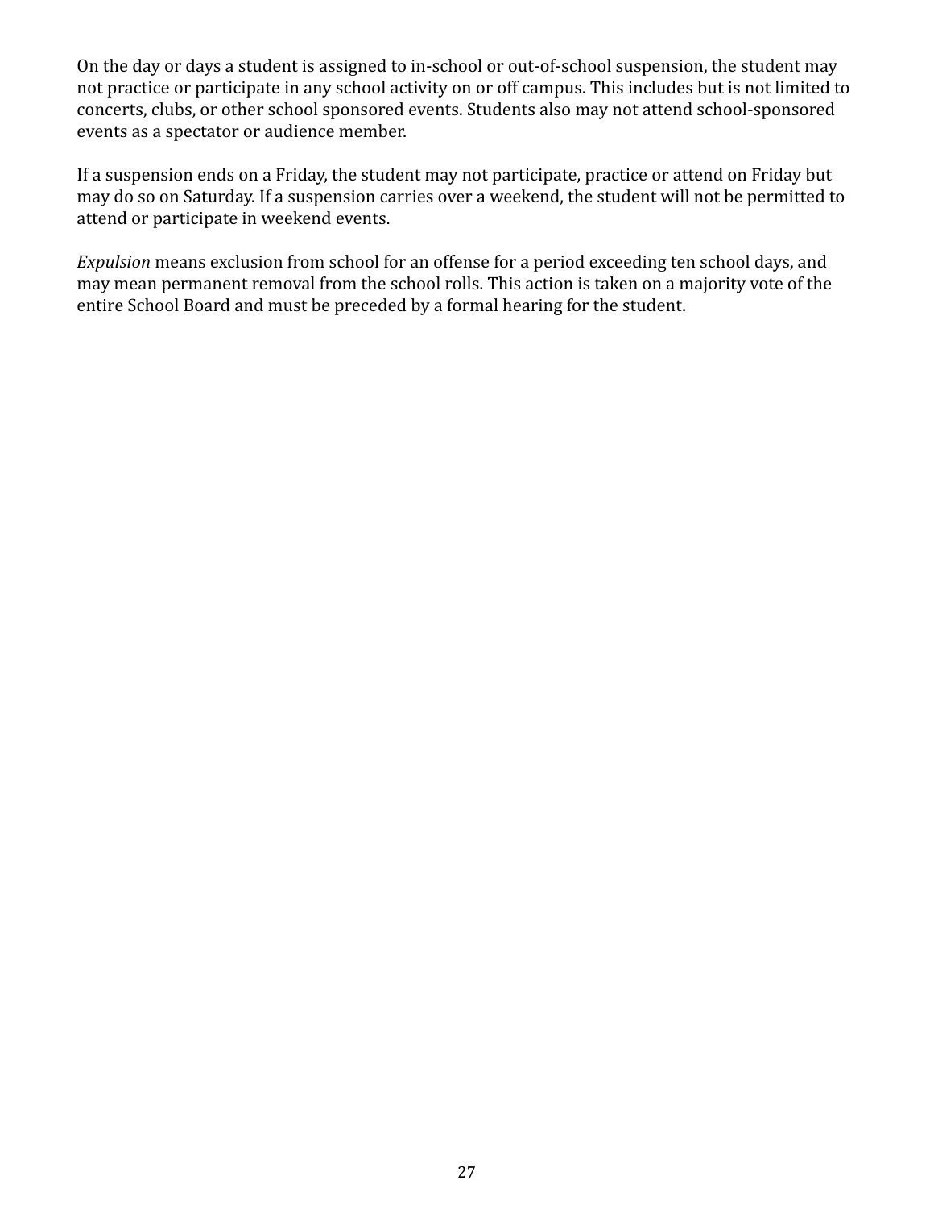On the day or days a student is assigned to in-school or out-of-school suspension, the student may not practice or participate in any school activity on or off campus. This includes but is not limited to concerts, clubs, or other school sponsored events. Students also may not attend school-sponsored events as a spectator or audience member.

If a suspension ends on a Friday, the student may not participate, practice or attend on Friday but may do so on Saturday. If a suspension carries over a weekend, the student will not be permitted to attend or participate in weekend events.

*Expulsion* means exclusion from school for an offense for a period exceeding ten school days, and may mean permanent removal from the school rolls. This action is taken on a majority vote of the entire School Board and must be preceded by a formal hearing for the student.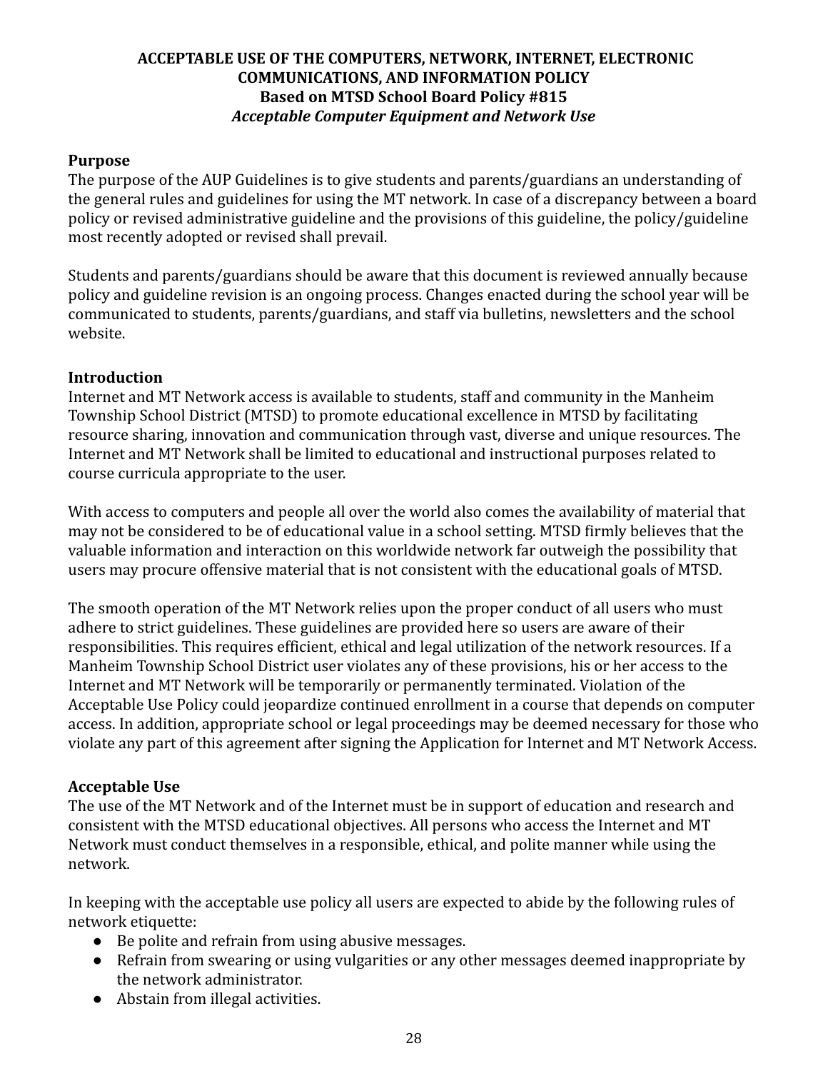**ACCEPTABLE USE OF THE COMPUTERS, NETWORK, INTERNET, ELECTRONIC COMMUNICATIONS, AND INFORMATION POLICY**
**Based on MTSD School Board Policy #815**
***Acceptable Computer Equipment and Network Use***

## Purpose

The purpose of the AUP Guidelines is to give students and parents/guardians an understanding of the general rules and guidelines for using the MT network. In case of a discrepancy between a board policy or revised administrative guideline and the provisions of this guideline, the policy/guideline most recently adopted or revised shall prevail.

Students and parents/guardians should be aware that this document is reviewed annually because policy and guideline revision is an ongoing process. Changes enacted during the school year will be communicated to students, parents/guardians, and staff via bulletins, newsletters and the school website.

## Introduction

Internet and MT Network access is available to students, staff and community in the Manheim Township School District (MTSD) to promote educational excellence in MTSD by facilitating resource sharing, innovation and communication through vast, diverse and unique resources. The Internet and MT Network shall be limited to educational and instructional purposes related to course curricula appropriate to the user.

With access to computers and people all over the world also comes the availability of material that may not be considered to be of educational value in a school setting. MTSD firmly believes that the valuable information and interaction on this worldwide network far outweigh the possibility that users may procure offensive material that is not consistent with the educational goals of MTSD.

The smooth operation of the MT Network relies upon the proper conduct of all users who must adhere to strict guidelines. These guidelines are provided here so users are aware of their responsibilities. This requires efficient, ethical and legal utilization of the network resources. If a Manheim Township School District user violates any of these provisions, his or her access to the Internet and MT Network will be temporarily or permanently terminated. Violation of the Acceptable Use Policy could jeopardize continued enrollment in a course that depends on computer access. In addition, appropriate school or legal proceedings may be deemed necessary for those who violate any part of this agreement after signing the Application for Internet and MT Network Access.

## Acceptable Use

The use of the MT Network and of the Internet must be in support of education and research and consistent with the MTSD educational objectives. All persons who access the Internet and MT Network must conduct themselves in a responsible, ethical, and polite manner while using the network.

In keeping with the acceptable use policy all users are expected to abide by the following rules of network etiquette:

- Be polite and refrain from using abusive messages.
- Refrain from swearing or using vulgarities or any other messages deemed inappropriate by the network administrator.
- Abstain from illegal activities.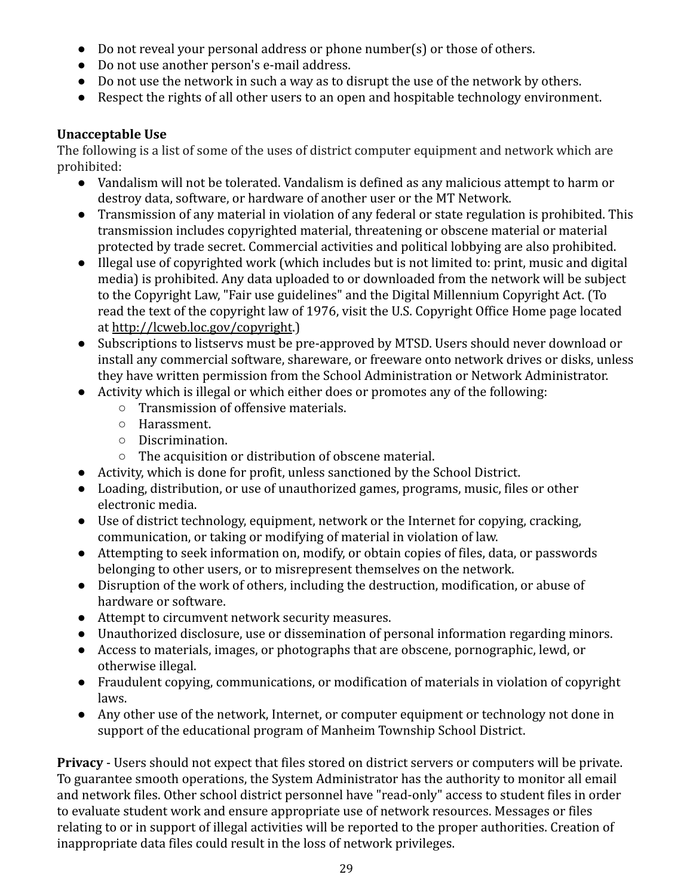- Do not reveal your personal address or phone number(s) or those of others.
- Do not use another person's e-mail address.
- Do not use the network in such a way as to disrupt the use of the network by others.
- Respect the rights of all other users to an open and hospitable technology environment.

**Unacceptable Use**

The following is a list of some of the uses of district computer equipment and network which are prohibited:

- Vandalism will not be tolerated. Vandalism is defined as any malicious attempt to harm or destroy data, software, or hardware of another user or the MT Network.
- Transmission of any material in violation of any federal or state regulation is prohibited. This transmission includes copyrighted material, threatening or obscene material or material protected by trade secret. Commercial activities and political lobbying are also prohibited.
- Illegal use of copyrighted work (which includes but is not limited to: print, music and digital media) is prohibited. Any data uploaded to or downloaded from the network will be subject to the Copyright Law, "Fair use guidelines" and the Digital Millennium Copyright Act. (To read the text of the copyright law of 1976, visit the U.S. Copyright Office Home page located at http://lcweb.loc.gov/copyright.)
- Subscriptions to listservs must be pre-approved by MTSD. Users should never download or install any commercial software, shareware, or freeware onto network drives or disks, unless they have written permission from the School Administration or Network Administrator.
- Activity which is illegal or which either does or promotes any of the following:
  - Transmission of offensive materials.
  - Harassment.
  - Discrimination.
  - The acquisition or distribution of obscene material.
- Activity, which is done for profit, unless sanctioned by the School District.
- Loading, distribution, or use of unauthorized games, programs, music, files or other electronic media.
- Use of district technology, equipment, network or the Internet for copying, cracking, communication, or taking or modifying of material in violation of law.
- Attempting to seek information on, modify, or obtain copies of files, data, or passwords belonging to other users, or to misrepresent themselves on the network.
- Disruption of the work of others, including the destruction, modification, or abuse of hardware or software.
- Attempt to circumvent network security measures.
- Unauthorized disclosure, use or dissemination of personal information regarding minors.
- Access to materials, images, or photographs that are obscene, pornographic, lewd, or otherwise illegal.
- Fraudulent copying, communications, or modification of materials in violation of copyright laws.
- Any other use of the network, Internet, or computer equipment or technology not done in support of the educational program of Manheim Township School District.

**Privacy** - Users should not expect that files stored on district servers or computers will be private. To guarantee smooth operations, the System Administrator has the authority to monitor all email and network files. Other school district personnel have "read-only" access to student files in order to evaluate student work and ensure appropriate use of network resources. Messages or files relating to or in support of illegal activities will be reported to the proper authorities. Creation of inappropriate data files could result in the loss of network privileges.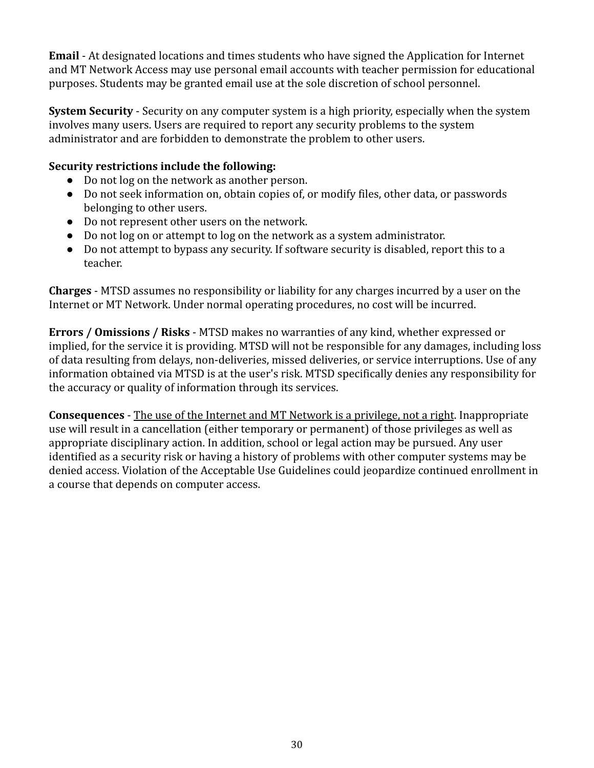**Email** - At designated locations and times students who have signed the Application for Internet and MT Network Access may use personal email accounts with teacher permission for educational purposes. Students may be granted email use at the sole discretion of school personnel.

**System Security** - Security on any computer system is a high priority, especially when the system involves many users. Users are required to report any security problems to the system administrator and are forbidden to demonstrate the problem to other users.

**Security restrictions include the following:**

- Do not log on the network as another person.
- Do not seek information on, obtain copies of, or modify files, other data, or passwords belonging to other users.
- Do not represent other users on the network.
- Do not log on or attempt to log on the network as a system administrator.
- Do not attempt to bypass any security. If software security is disabled, report this to a teacher.

**Charges** - MTSD assumes no responsibility or liability for any charges incurred by a user on the Internet or MT Network. Under normal operating procedures, no cost will be incurred.

**Errors / Omissions / Risks** - MTSD makes no warranties of any kind, whether expressed or implied, for the service it is providing. MTSD will not be responsible for any damages, including loss of data resulting from delays, non-deliveries, missed deliveries, or service interruptions. Use of any information obtained via MTSD is at the user's risk. MTSD specifically denies any responsibility for the accuracy or quality of information through its services.

**Consequences** - <u>The use of the Internet and MT Network is a privilege, not a right</u>. Inappropriate use will result in a cancellation (either temporary or permanent) of those privileges as well as appropriate disciplinary action. In addition, school or legal action may be pursued. Any user identified as a security risk or having a history of problems with other computer systems may be denied access. Violation of the Acceptable Use Guidelines could jeopardize continued enrollment in a course that depends on computer access.